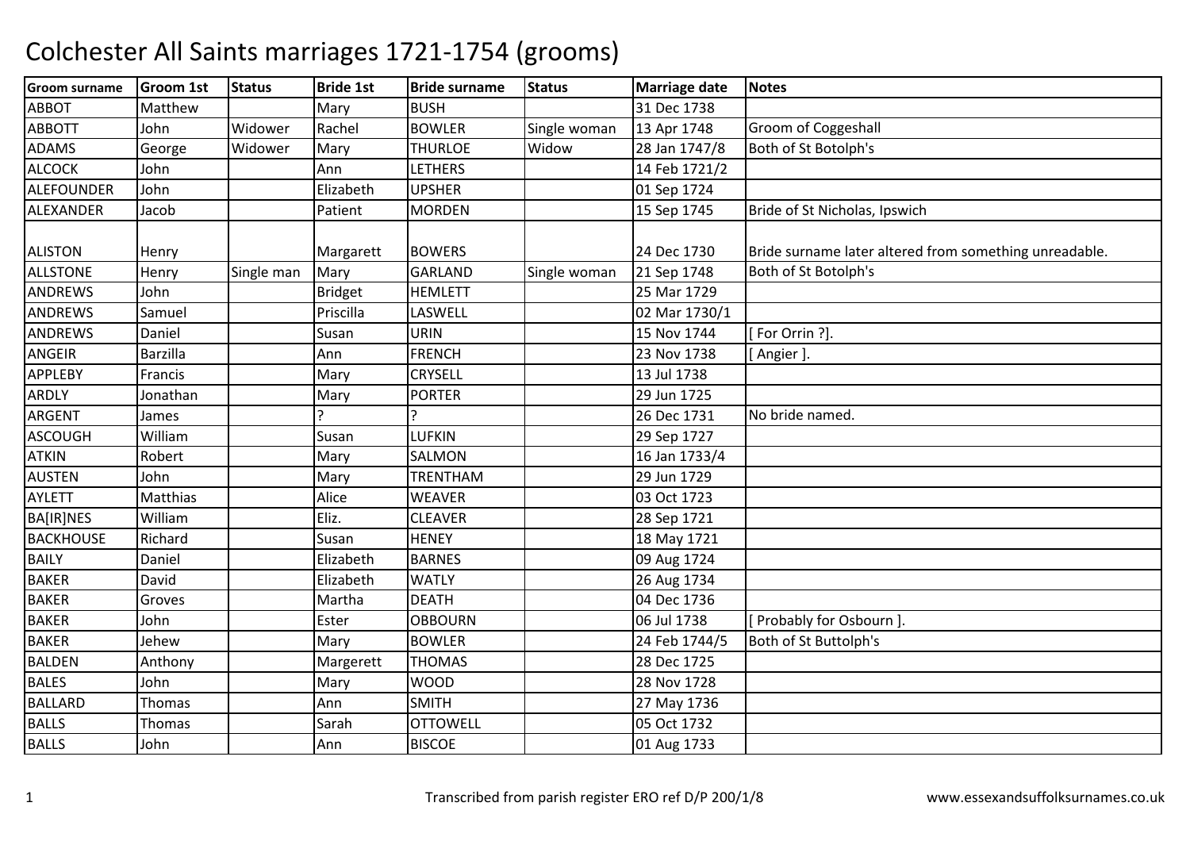# Colchester All Saints marriages 1721-1754 (grooms)

| Groom surname | Groom 1st | Status | Bride 1st | Bride surname | Status | Marriage date | Notes |
|---|---|---|---|---|---|---|---|
| ABBOT | Matthew | | Mary | BUSH | | 31 Dec 1738 | |
| ABBOTT | John | Widower | Rachel | BOWLER | Single woman | 13 Apr 1748 | Groom of Coggeshall |
| ADAMS | George | Widower | Mary | THURLOE | Widow | 28 Jan 1747/8 | Both of St Botolph's |
| ALCOCK | John | | Ann | LETHERS | | 14 Feb 1721/2 | |
| ALEFOUNDER | John | | Elizabeth | UPSHER | | 01 Sep 1724 | |
| ALEXANDER | Jacob | | Patient | MORDEN | | 15 Sep 1745 | Bride of St Nicholas, Ipswich |
| ALISTON | Henry | | Margarett | BOWERS | | 24 Dec 1730 | Bride surname later altered from something unreadable. |
| ALLSTONE | Henry | Single man | Mary | GARLAND | Single woman | 21 Sep 1748 | Both of St Botolph's |
| ANDREWS | John | | Bridget | HEMLETT | | 25 Mar 1729 | |
| ANDREWS | Samuel | | Priscilla | LASWELL | | 02 Mar 1730/1 | |
| ANDREWS | Daniel | | Susan | URIN | | 15 Nov 1744 | [ For Orrin ?]. |
| ANGEIR | Barzilla | | Ann | FRENCH | | 23 Nov 1738 | [ Angier ]. |
| APPLEBY | Francis | | Mary | CRYSELL | | 13 Jul 1738 | |
| ARDLY | Jonathan | | Mary | PORTER | | 29 Jun 1725 | |
| ARGENT | James | | ? | ? | | 26 Dec 1731 | No bride named. |
| ASCOUGH | William | | Susan | LUFKIN | | 29 Sep 1727 | |
| ATKIN | Robert | | Mary | SALMON | | 16 Jan 1733/4 | |
| AUSTEN | John | | Mary | TRENTHAM | | 29 Jun 1729 | |
| AYLETT | Matthias | | Alice | WEAVER | | 03 Oct 1723 | |
| BA[IR]NES | William | | Eliz. | CLEAVER | | 28 Sep 1721 | |
| BACKHOUSE | Richard | | Susan | HENEY | | 18 May 1721 | |
| BAILY | Daniel | | Elizabeth | BARNES | | 09 Aug 1724 | |
| BAKER | David | | Elizabeth | WATLY | | 26 Aug 1734 | |
| BAKER | Groves | | Martha | DEATH | | 04 Dec 1736 | |
| BAKER | John | | Ester | OBBOURN | | 06 Jul 1738 | [ Probably for Osbourn ]. |
| BAKER | Jehew | | Mary | BOWLER | | 24 Feb 1744/5 | Both of St Buttolph's |
| BALDEN | Anthony | | Margerett | THOMAS | | 28 Dec 1725 | |
| BALES | John | | Mary | WOOD | | 28 Nov 1728 | |
| BALLARD | Thomas | | Ann | SMITH | | 27 May 1736 | |
| BALLS | Thomas | | Sarah | OTTOWELL | | 05 Oct 1732 | |
| BALLS | John | | Ann | BISCOE | | 01 Aug 1733 | |

Transcribed from parish register ERO ref D/P 200/1/8 www.essexandsuffolksurnames.co.uk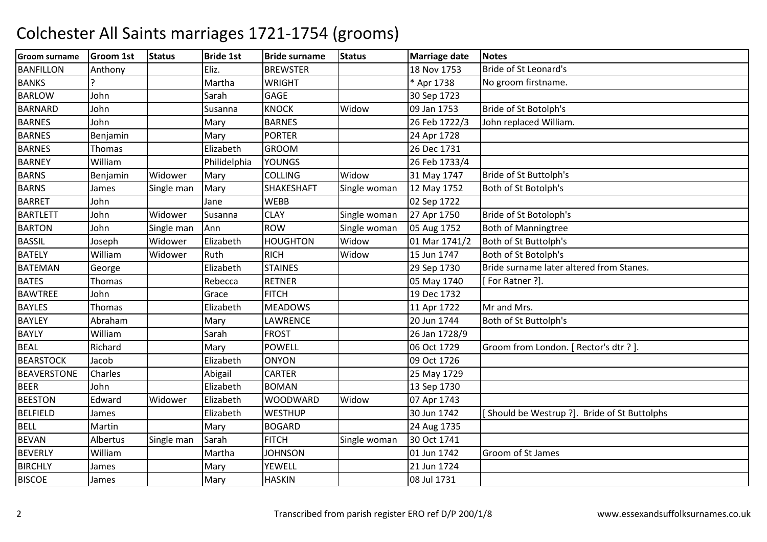# Colchester All Saints marriages 1721-1754 (grooms)

| Groom surname | Groom 1st | Status | Bride 1st | Bride surname | Status | Marriage date | Notes |
|---|---|---|---|---|---|---|---|
| BANFILLON | Anthony | | Eliz. | BREWSTER | | 18 Nov 1753 | Bride of St Leonard's |
| BANKS | ? | | Martha | WRIGHT | | * Apr 1738 | No groom firstname. |
| BARLOW | John | | Sarah | GAGE | | 30 Sep 1723 | |
| BARNARD | John | | Susanna | KNOCK | Widow | 09 Jan 1753 | Bride of St Botolph's |
| BARNES | John | | Mary | BARNES | | 26 Feb 1722/3 | John replaced William. |
| BARNES | Benjamin | | Mary | PORTER | | 24 Apr 1728 | |
| BARNES | Thomas | | Elizabeth | GROOM | | 26 Dec 1731 | |
| BARNEY | William | | Philidelphia | YOUNGS | | 26 Feb 1733/4 | |
| BARNS | Benjamin | Widower | Mary | COLLING | Widow | 31 May 1747 | Bride of St Buttolph's |
| BARNS | James | Single man | Mary | SHAKESHAFT | Single woman | 12 May 1752 | Both of St Botolph's |
| BARRET | John | | Jane | WEBB | | 02 Sep 1722 | |
| BARTLETT | John | Widower | Susanna | CLAY | Single woman | 27 Apr 1750 | Bride of St Botoloph's |
| BARTON | John | Single man | Ann | ROW | Single woman | 05 Aug 1752 | Both of Manningtree |
| BASSIL | Joseph | Widower | Elizabeth | HOUGHTON | Widow | 01 Mar 1741/2 | Both of St Buttolph's |
| BATELY | William | Widower | Ruth | RICH | Widow | 15 Jun 1747 | Both of St Botolph's |
| BATEMAN | George | | Elizabeth | STAINES | | 29 Sep 1730 | Bride surname later altered from Stanes. |
| BATES | Thomas | | Rebecca | RETNER | | 05 May 1740 | [ For Ratner ?]. |
| BAWTREE | John | | Grace | FITCH | | 19 Dec 1732 | |
| BAYLES | Thomas | | Elizabeth | MEADOWS | | 11 Apr 1722 | Mr and Mrs. |
| BAYLEY | Abraham | | Mary | LAWRENCE | | 20 Jun 1744 | Both of St Buttolph's |
| BAYLY | William | | Sarah | FROST | | 26 Jan 1728/9 | |
| BEAL | Richard | | Mary | POWELL | | 06 Oct 1729 | Groom from London. [ Rector's dtr ? ]. |
| BEARSTOCK | Jacob | | Elizabeth | ONYON | | 09 Oct 1726 | |
| BEAVERSTONE | Charles | | Abigail | CARTER | | 25 May 1729 | |
| BEER | John | | Elizabeth | BOMAN | | 13 Sep 1730 | |
| BEESTON | Edward | Widower | Elizabeth | WOODWARD | Widow | 07 Apr 1743 | |
| BELFIELD | James | | Elizabeth | WESTHUP | | 30 Jun 1742 | [ Should be Westrup ?]. Bride of St Buttolphs |
| BELL | Martin | | Mary | BOGARD | | 24 Aug 1735 | |
| BEVAN | Albertus | Single man | Sarah | FITCH | Single woman | 30 Oct 1741 | |
| BEVERLY | William | | Martha | JOHNSON | | 01 Jun 1742 | Groom of St James |
| BIRCHLY | James | | Mary | YEWELL | | 21 Jun 1724 | |
| BISCOE | James | | Mary | HASKIN | | 08 Jul 1731 | |

Transcribed from parish register ERO ref D/P 200/1/8

www.essexandsuffolksurnames.co.uk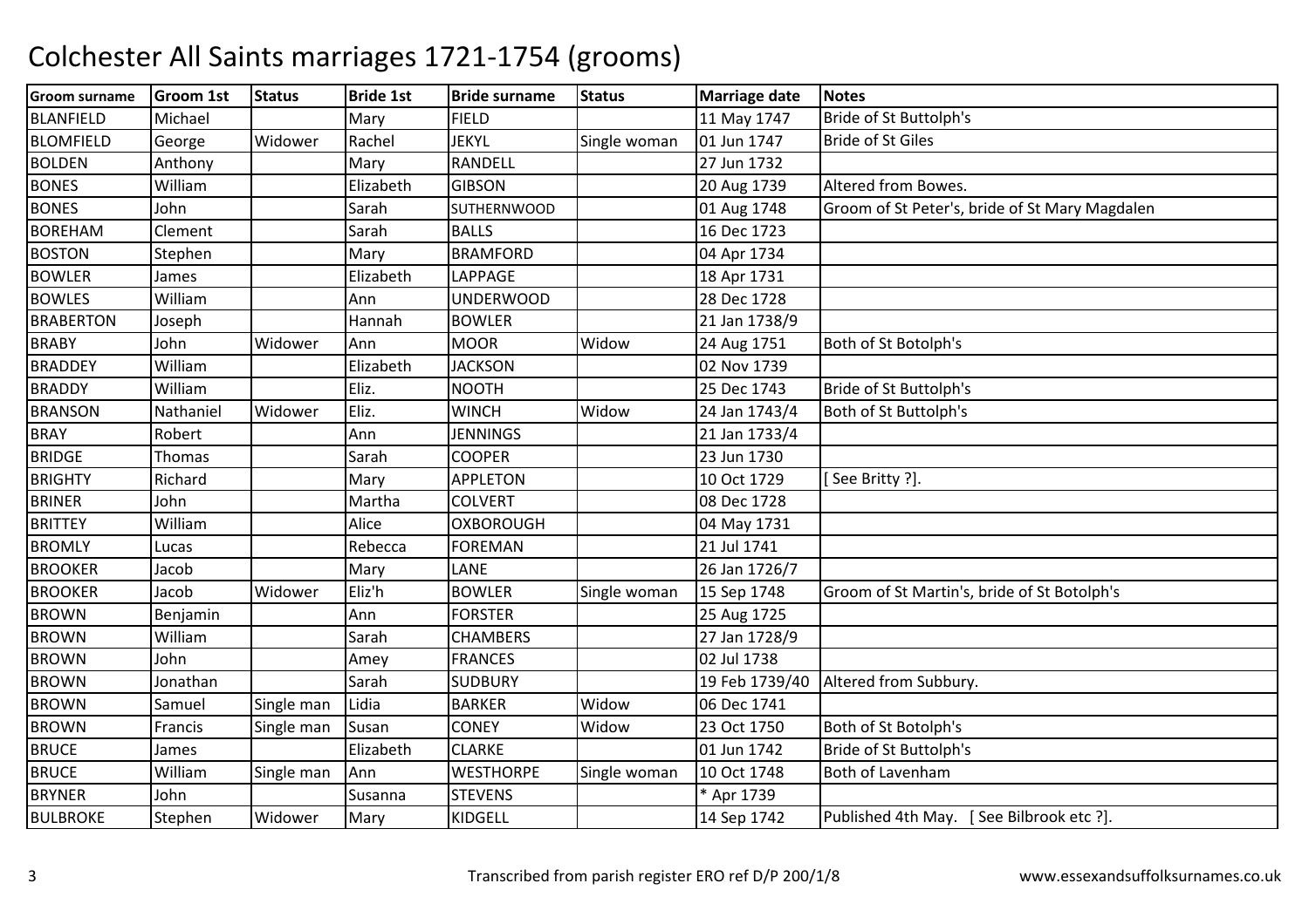# Colchester All Saints marriages 1721-1754 (grooms)

| Groom surname | Groom 1st | Status | Bride 1st | Bride surname | Status | Marriage date | Notes |
|---|---|---|---|---|---|---|---|
| BLANFIELD | Michael | | Mary | FIELD | | 11 May 1747 | Bride of St Buttolph's |
| BLOMFIELD | George | Widower | Rachel | JEKYL | Single woman | 01 Jun 1747 | Bride of St Giles |
| BOLDEN | Anthony | | Mary | RANDELL | | 27 Jun 1732 | |
| BONES | William | | Elizabeth | GIBSON | | 20 Aug 1739 | Altered from Bowes. |
| BONES | John | | Sarah | SUTHERNWOOD | | 01 Aug 1748 | Groom of St Peter's, bride of St Mary Magdalen |
| BOREHAM | Clement | | Sarah | BALLS | | 16 Dec 1723 | |
| BOSTON | Stephen | | Mary | BRAMFORD | | 04 Apr 1734 | |
| BOWLER | James | | Elizabeth | LAPPAGE | | 18 Apr 1731 | |
| BOWLES | William | | Ann | UNDERWOOD | | 28 Dec 1728 | |
| BRABERTON | Joseph | | Hannah | BOWLER | | 21 Jan 1738/9 | |
| BRABY | John | Widower | Ann | MOOR | Widow | 24 Aug 1751 | Both of St Botolph's |
| BRADDEY | William | | Elizabeth | JACKSON | | 02 Nov 1739 | |
| BRADDY | William | | Eliz. | NOOTH | | 25 Dec 1743 | Bride of St Buttolph's |
| BRANSON | Nathaniel | Widower | Eliz. | WINCH | Widow | 24 Jan 1743/4 | Both of St Buttolph's |
| BRAY | Robert | | Ann | JENNINGS | | 21 Jan 1733/4 | |
| BRIDGE | Thomas | | Sarah | COOPER | | 23 Jun 1730 | |
| BRIGHTY | Richard | | Mary | APPLETON | | 10 Oct 1729 | [ See Britty ?]. |
| BRINER | John | | Martha | COLVERT | | 08 Dec 1728 | |
| BRITTEY | William | | Alice | OXBOROUGH | | 04 May 1731 | |
| BROMLY | Lucas | | Rebecca | FOREMAN | | 21 Jul 1741 | |
| BROOKER | Jacob | | Mary | LANE | | 26 Jan 1726/7 | |
| BROOKER | Jacob | Widower | Eliz'h | BOWLER | Single woman | 15 Sep 1748 | Groom of St Martin's, bride of St Botolph's |
| BROWN | Benjamin | | Ann | FORSTER | | 25 Aug 1725 | |
| BROWN | William | | Sarah | CHAMBERS | | 27 Jan 1728/9 | |
| BROWN | John | | Amey | FRANCES | | 02 Jul 1738 | |
| BROWN | Jonathan | | Sarah | SUDBURY | | 19 Feb 1739/40 | Altered from Subbury. |
| BROWN | Samuel | Single man | Lidia | BARKER | Widow | 06 Dec 1741 | |
| BROWN | Francis | Single man | Susan | CONEY | Widow | 23 Oct 1750 | Both of St Botolph's |
| BRUCE | James | | Elizabeth | CLARKE | | 01 Jun 1742 | Bride of St Buttolph's |
| BRUCE | William | Single man | Ann | WESTHORPE | Single woman | 10 Oct 1748 | Both of Lavenham |
| BRYNER | John | | Susanna | STEVENS | | * Apr 1739 | |
| BULBROKE | Stephen | Widower | Mary | KIDGELL | | 14 Sep 1742 | Published 4th May. [ See Bilbrook etc ?]. |

Transcribed from parish register ERO ref D/P 200/1/8

www.essexandsuffolksurnames.co.uk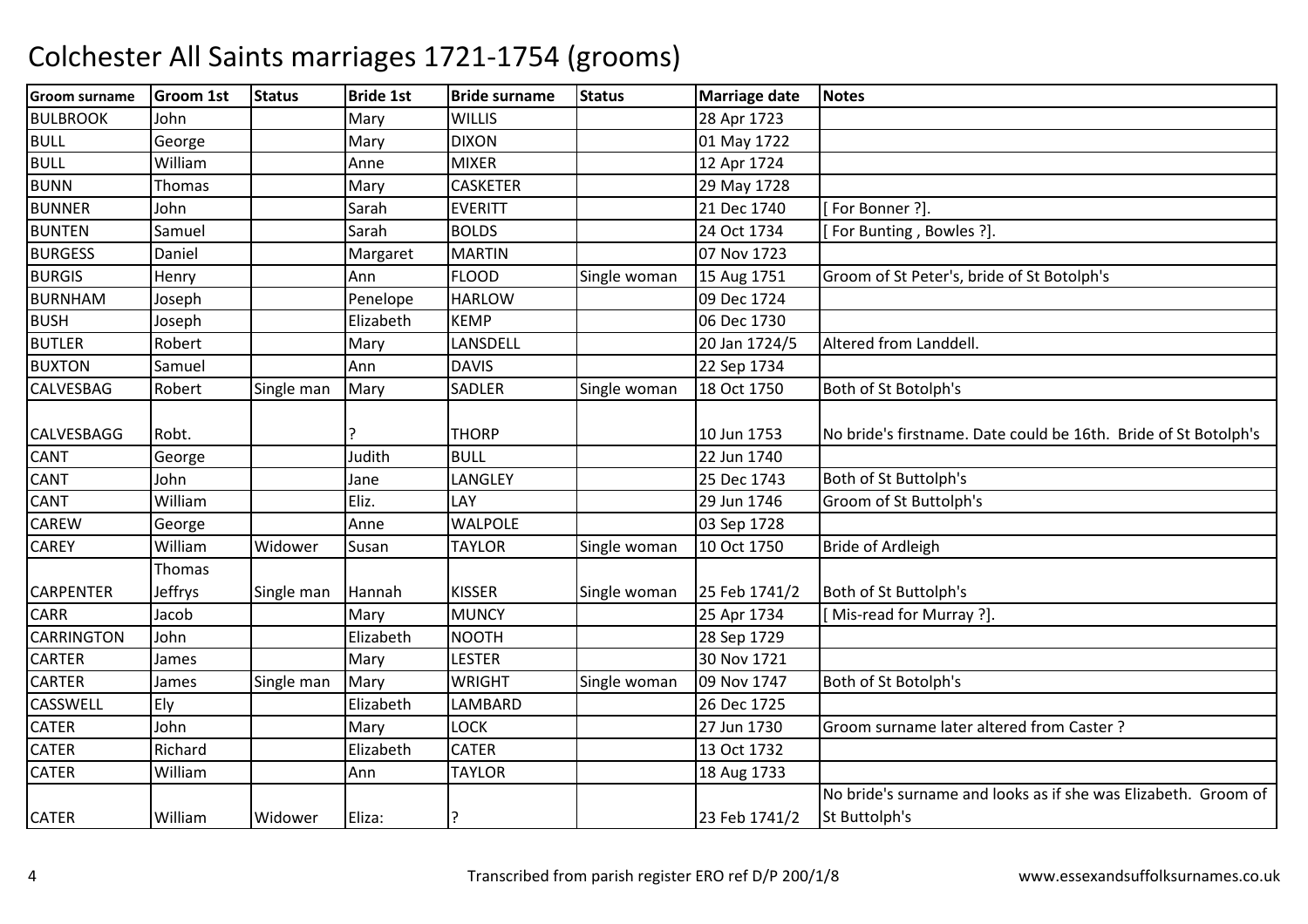# Colchester All Saints marriages 1721-1754 (grooms)

| Groom surname | Groom 1st | Status | Bride 1st | Bride surname | Status | Marriage date | Notes |
|---|---|---|---|---|---|---|---|
| BULBROOK | John | | Mary | WILLIS | | 28 Apr 1723 | |
| BULL | George | | Mary | DIXON | | 01 May 1722 | |
| BULL | William | | Anne | MIXER | | 12 Apr 1724 | |
| BUNN | Thomas | | Mary | CASKETER | | 29 May 1728 | |
| BUNNER | John | | Sarah | EVERITT | | 21 Dec 1740 | [ For Bonner ?]. |
| BUNTEN | Samuel | | Sarah | BOLDS | | 24 Oct 1734 | [ For Bunting , Bowles ?]. |
| BURGESS | Daniel | | Margaret | MARTIN | | 07 Nov 1723 | |
| BURGIS | Henry | | Ann | FLOOD | Single woman | 15 Aug 1751 | Groom of St Peter's, bride of St Botolph's |
| BURNHAM | Joseph | | Penelope | HARLOW | | 09 Dec 1724 | |
| BUSH | Joseph | | Elizabeth | KEMP | | 06 Dec 1730 | |
| BUTLER | Robert | | Mary | LANSDELL | | 20 Jan 1724/5 | Altered from Landdell. |
| BUXTON | Samuel | | Ann | DAVIS | | 22 Sep 1734 | |
| CALVESBAG | Robert | Single man | Mary | SADLER | Single woman | 18 Oct 1750 | Both of St Botolph's |
| CALVESBAGG | Robt. | | ? | THORP | | 10 Jun 1753 | No bride's firstname. Date could be 16th. Bride of St Botolph's |
| CANT | George | | Judith | BULL | | 22 Jun 1740 | |
| CANT | John | | Jane | LANGLEY | | 25 Dec 1743 | Both of St Buttolph's |
| CANT | William | | Eliz. | LAY | | 29 Jun 1746 | Groom of St Buttolph's |
| CAREW | George | | Anne | WALPOLE | | 03 Sep 1728 | |
| CAREY | William | Widower | Susan | TAYLOR | Single woman | 10 Oct 1750 | Bride of Ardleigh |
| CARPENTER | Thomas Jeffrys | Single man | Hannah | KISSER | Single woman | 25 Feb 1741/2 | Both of St Buttolph's |
| CARR | Jacob | | Mary | MUNCY | | 25 Apr 1734 | [ Mis-read for Murray ?]. |
| CARRINGTON | John | | Elizabeth | NOOTH | | 28 Sep 1729 | |
| CARTER | James | | Mary | LESTER | | 30 Nov 1721 | |
| CARTER | James | Single man | Mary | WRIGHT | Single woman | 09 Nov 1747 | Both of St Botolph's |
| CASSWELL | Ely | | Elizabeth | LAMBARD | | 26 Dec 1725 | |
| CATER | John | | Mary | LOCK | | 27 Jun 1730 | Groom surname later altered from Caster ? |
| CATER | Richard | | Elizabeth | CATER | | 13 Oct 1732 | |
| CATER | William | | Ann | TAYLOR | | 18 Aug 1733 | |
| CATER | William | Widower | Eliza: | ? | | 23 Feb 1741/2 | No bride's surname and looks as if she was Elizabeth. Groom of St Buttolph's |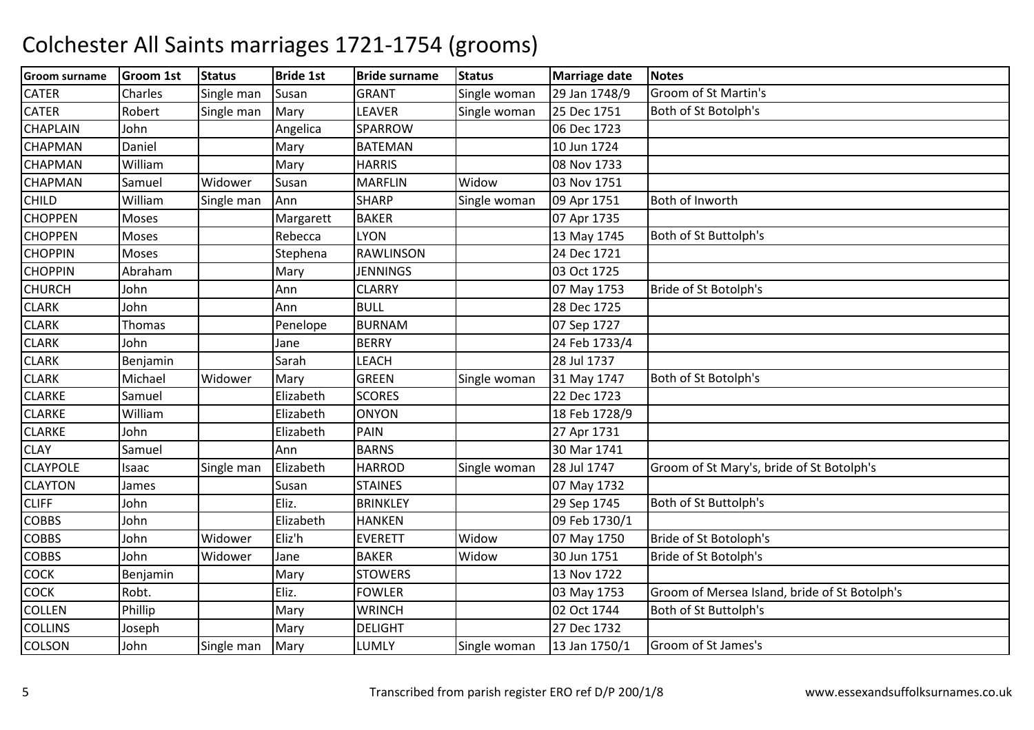# Colchester All Saints marriages 1721-1754 (grooms)

| Groom surname | Groom 1st | Status | Bride 1st | Bride surname | Status | Marriage date | Notes |
|---|---|---|---|---|---|---|---|
| CATER | Charles | Single man | Susan | GRANT | Single woman | 29 Jan 1748/9 | Groom of St Martin's |
| CATER | Robert | Single man | Mary | LEAVER | Single woman | 25 Dec 1751 | Both of St Botolph's |
| CHAPLAIN | John | | Angelica | SPARROW | | 06 Dec 1723 | |
| CHAPMAN | Daniel | | Mary | BATEMAN | | 10 Jun 1724 | |
| CHAPMAN | William | | Mary | HARRIS | | 08 Nov 1733 | |
| CHAPMAN | Samuel | Widower | Susan | MARFLIN | Widow | 03 Nov 1751 | |
| CHILD | William | Single man | Ann | SHARP | Single woman | 09 Apr 1751 | Both of Inworth |
| CHOPPEN | Moses | | Margarett | BAKER | | 07 Apr 1735 | |
| CHOPPEN | Moses | | Rebecca | LYON | | 13 May 1745 | Both of St Buttolph's |
| CHOPPIN | Moses | | Stephena | RAWLINSON | | 24 Dec 1721 | |
| CHOPPIN | Abraham | | Mary | JENNINGS | | 03 Oct 1725 | |
| CHURCH | John | | Ann | CLARRY | | 07 May 1753 | Bride of St Botolph's |
| CLARK | John | | Ann | BULL | | 28 Dec 1725 | |
| CLARK | Thomas | | Penelope | BURNAM | | 07 Sep 1727 | |
| CLARK | John | | Jane | BERRY | | 24 Feb 1733/4 | |
| CLARK | Benjamin | | Sarah | LEACH | | 28 Jul 1737 | |
| CLARK | Michael | Widower | Mary | GREEN | Single woman | 31 May 1747 | Both of St Botolph's |
| CLARKE | Samuel | | Elizabeth | SCORES | | 22 Dec 1723 | |
| CLARKE | William | | Elizabeth | ONYON | | 18 Feb 1728/9 | |
| CLARKE | John | | Elizabeth | PAIN | | 27 Apr 1731 | |
| CLAY | Samuel | | Ann | BARNS | | 30 Mar 1741 | |
| CLAYPOLE | Isaac | Single man | Elizabeth | HARROD | Single woman | 28 Jul 1747 | Groom of St Mary's, bride of St Botolph's |
| CLAYTON | James | | Susan | STAINES | | 07 May 1732 | |
| CLIFF | John | | Eliz. | BRINKLEY | | 29 Sep 1745 | Both of St Buttolph's |
| COBBS | John | | Elizabeth | HANKEN | | 09 Feb 1730/1 | |
| COBBS | John | Widower | Eliz'h | EVERETT | Widow | 07 May 1750 | Bride of St Botoloph's |
| COBBS | John | Widower | Jane | BAKER | Widow | 30 Jun 1751 | Bride of St Botolph's |
| COCK | Benjamin | | Mary | STOWERS | | 13 Nov 1722 | |
| COCK | Robt. | | Eliz. | FOWLER | | 03 May 1753 | Groom of Mersea Island, bride of St Botolph's |
| COLLEN | Phillip | | Mary | WRINCH | | 02 Oct 1744 | Both of St Buttolph's |
| COLLINS | Joseph | | Mary | DELIGHT | | 27 Dec 1732 | |
| COLSON | John | Single man | Mary | LUMLY | Single woman | 13 Jan 1750/1 | Groom of St James's |

Transcribed from parish register ERO ref D/P 200/1/8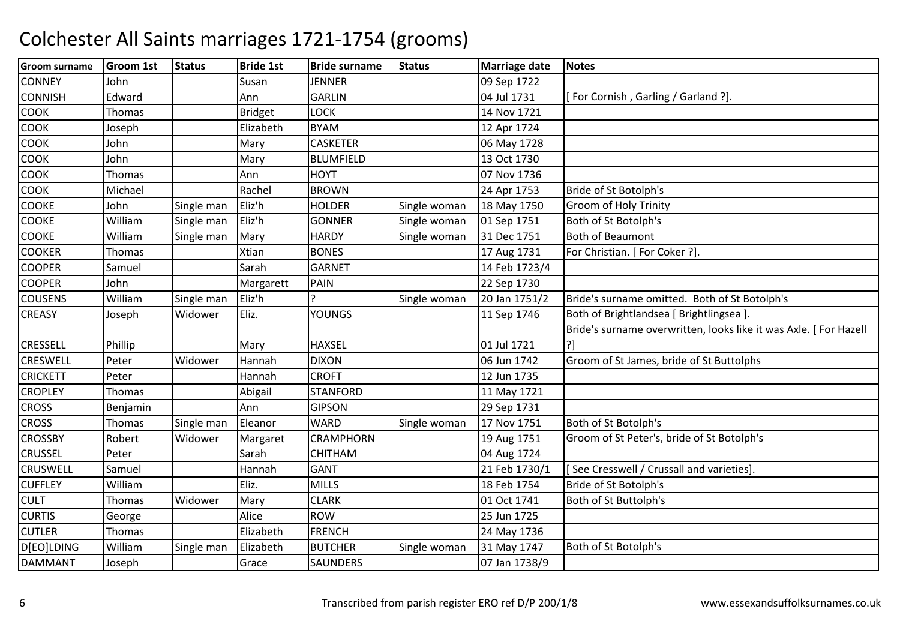# Colchester All Saints marriages 1721-1754 (grooms)

| Groom surname | Groom 1st | Status | Bride 1st | Bride surname | Status | Marriage date | Notes |
|---|---|---|---|---|---|---|---|
| CONNEY | John | | Susan | JENNER | | 09 Sep 1722 | |
| CONNISH | Edward | | Ann | GARLIN | | 04 Jul 1731 | [ For Cornish , Garling / Garland ?]. |
| COOK | Thomas | | Bridget | LOCK | | 14 Nov 1721 | |
| COOK | Joseph | | Elizabeth | BYAM | | 12 Apr 1724 | |
| COOK | John | | Mary | CASKETER | | 06 May 1728 | |
| COOK | John | | Mary | BLUMFIELD | | 13 Oct 1730 | |
| COOK | Thomas | | Ann | HOYT | | 07 Nov 1736 | |
| COOK | Michael | | Rachel | BROWN | | 24 Apr 1753 | Bride of St Botolph's |
| COOKE | John | Single man | Eliz'h | HOLDER | Single woman | 18 May 1750 | Groom of Holy Trinity |
| COOKE | William | Single man | Eliz'h | GONNER | Single woman | 01 Sep 1751 | Both of St Botolph's |
| COOKE | William | Single man | Mary | HARDY | Single woman | 31 Dec 1751 | Both of Beaumont |
| COOKER | Thomas | | Xtian | BONES | | 17 Aug 1731 | For Christian. [ For Coker ?]. |
| COOPER | Samuel | | Sarah | GARNET | | 14 Feb 1723/4 | |
| COOPER | John | | Margarett | PAIN | | 22 Sep 1730 | |
| COUSENS | William | Single man | Eliz'h | ? | Single woman | 20 Jan 1751/2 | Bride's surname omitted. Both of St Botolph's |
| CREASY | Joseph | Widower | Eliz. | YOUNGS | | 11 Sep 1746 | Both of Brightlandsea [ Brightlingsea ]. |
| CRESSELL | Phillip | | Mary | HAXSEL | | 01 Jul 1721 | Bride's surname overwritten, looks like it was Axle. [ For Hazell ?] |
| CRESWELL | Peter | Widower | Hannah | DIXON | | 06 Jun 1742 | Groom of St James, bride of St Buttolphs |
| CRICKETT | Peter | | Hannah | CROFT | | 12 Jun 1735 | |
| CROPLEY | Thomas | | Abigail | STANFORD | | 11 May 1721 | |
| CROSS | Benjamin | | Ann | GIPSON | | 29 Sep 1731 | |
| CROSS | Thomas | Single man | Eleanor | WARD | Single woman | 17 Nov 1751 | Both of St Botolph's |
| CROSSBY | Robert | Widower | Margaret | CRAMPHORN | | 19 Aug 1751 | Groom of St Peter's, bride of St Botolph's |
| CRUSSEL | Peter | | Sarah | CHITHAM | | 04 Aug 1724 | |
| CRUSWELL | Samuel | | Hannah | GANT | | 21 Feb 1730/1 | [ See Cresswell / Crussall and varieties]. |
| CUFFLEY | William | | Eliz. | MILLS | | 18 Feb 1754 | Bride of St Botolph's |
| CULT | Thomas | Widower | Mary | CLARK | | 01 Oct 1741 | Both of St Buttolph's |
| CURTIS | George | | Alice | ROW | | 25 Jun 1725 | |
| CUTLER | Thomas | | Elizabeth | FRENCH | | 24 May 1736 | |
| D[EO]LDING | William | Single man | Elizabeth | BUTCHER | Single woman | 31 May 1747 | Both of St Botolph's |
| DAMMANT | Joseph | | Grace | SAUNDERS | | 07 Jan 1738/9 | |

Transcribed from parish register ERO ref D/P 200/1/8

www.essexandsuffolksurnames.co.uk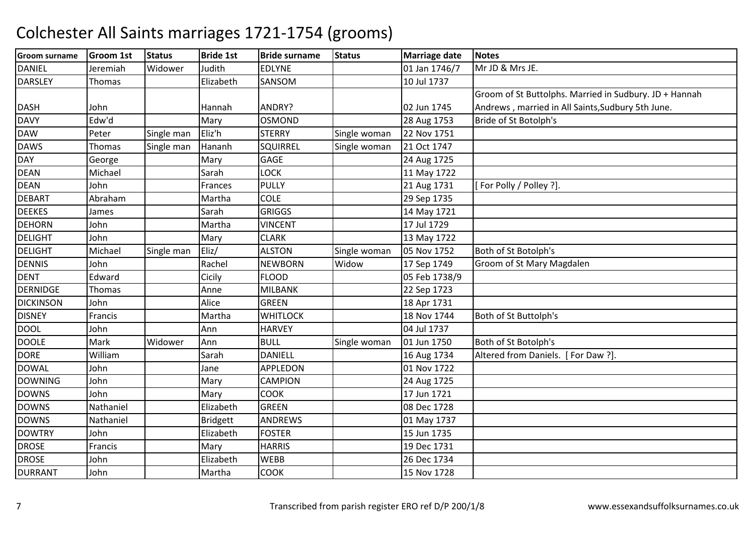# Colchester All Saints marriages 1721-1754 (grooms)

| Groom surname | Groom 1st | Status | Bride 1st | Bride surname | Status | Marriage date | Notes |
|---|---|---|---|---|---|---|---|
| DANIEL | Jeremiah | Widower | Judith | EDLYNE | | 01 Jan 1746/7 | Mr JD & Mrs JE. |
| DARSLEY | Thomas | | Elizabeth | SANSOM | | 10 Jul 1737 | |
| DASH | John | | Hannah | ANDRY? | | 02 Jun 1745 | Groom of St Buttolphs. Married in Sudbury. JD + Hannah Andrews , married in All Saints,Sudbury 5th June. |
| DAVY | Edw'd | | Mary | OSMOND | | 28 Aug 1753 | Bride of St Botolph's |
| DAW | Peter | Single man | Eliz'h | STERRY | Single woman | 22 Nov 1751 | |
| DAWS | Thomas | Single man | Hananh | SQUIRREL | Single woman | 21 Oct 1747 | |
| DAY | George | | Mary | GAGE | | 24 Aug 1725 | |
| DEAN | Michael | | Sarah | LOCK | | 11 May 1722 | |
| DEAN | John | | Frances | PULLY | | 21 Aug 1731 | [ For Polly / Polley ?]. |
| DEBART | Abraham | | Martha | COLE | | 29 Sep 1735 | |
| DEEKES | James | | Sarah | GRIGGS | | 14 May 1721 | |
| DEHORN | John | | Martha | VINCENT | | 17 Jul 1729 | |
| DELIGHT | John | | Mary | CLARK | | 13 May 1722 | |
| DELIGHT | Michael | Single man | Eliz/ | ALSTON | Single woman | 05 Nov 1752 | Both of St Botolph's |
| DENNIS | John | | Rachel | NEWBORN | Widow | 17 Sep 1749 | Groom of St Mary Magdalen |
| DENT | Edward | | Cicily | FLOOD | | 05 Feb 1738/9 | |
| DERNIDGE | Thomas | | Anne | MILBANK | | 22 Sep 1723 | |
| DICKINSON | John | | Alice | GREEN | | 18 Apr 1731 | |
| DISNEY | Francis | | Martha | WHITLOCK | | 18 Nov 1744 | Both of St Buttolph's |
| DOOL | John | | Ann | HARVEY | | 04 Jul 1737 | |
| DOOLE | Mark | Widower | Ann | BULL | Single woman | 01 Jun 1750 | Both of St Botolph's |
| DORE | William | | Sarah | DANIELL | | 16 Aug 1734 | Altered from Daniels. [ For Daw ?]. |
| DOWAL | John | | Jane | APPLEDON | | 01 Nov 1722 | |
| DOWNING | John | | Mary | CAMPION | | 24 Aug 1725 | |
| DOWNS | John | | Mary | COOK | | 17 Jun 1721 | |
| DOWNS | Nathaniel | | Elizabeth | GREEN | | 08 Dec 1728 | |
| DOWNS | Nathaniel | | Bridgett | ANDREWS | | 01 May 1737 | |
| DOWTRY | John | | Elizabeth | FOSTER | | 15 Jun 1735 | |
| DROSE | Francis | | Mary | HARRIS | | 19 Dec 1731 | |
| DROSE | John | | Elizabeth | WEBB | | 26 Dec 1734 | |
| DURRANT | John | | Martha | COOK | | 15 Nov 1728 | |

Transcribed from parish register ERO ref D/P 200/1/8 www.essexandsuffolksurnames.co.uk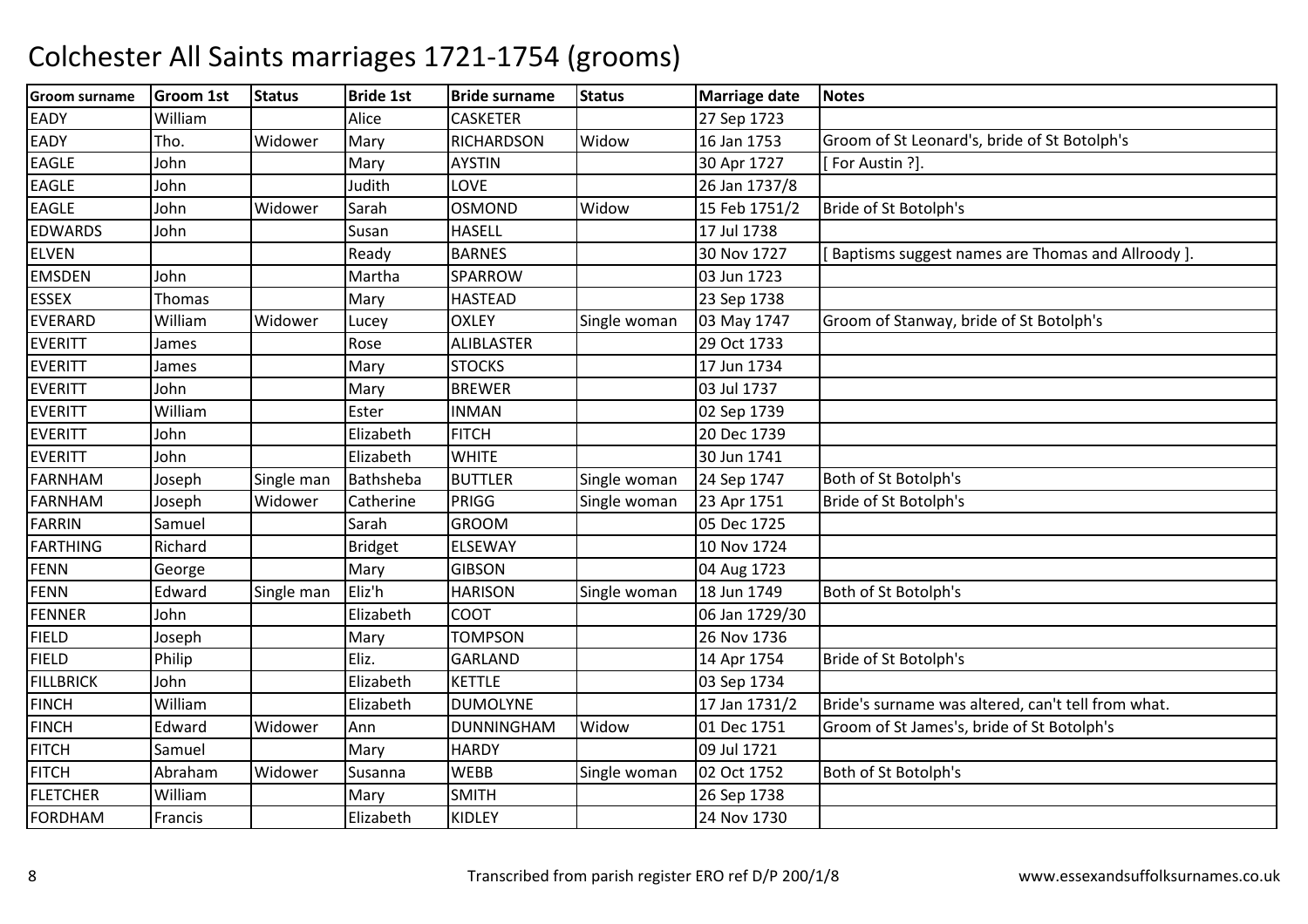# Colchester All Saints marriages 1721-1754 (grooms)

| Groom surname | Groom 1st | Status | Bride 1st | Bride surname | Status | Marriage date | Notes |
|---|---|---|---|---|---|---|---|
| EADY | William | | Alice | CASKETER | | 27 Sep 1723 | |
| EADY | Tho. | Widower | Mary | RICHARDSON | Widow | 16 Jan 1753 | Groom of St Leonard's, bride of St Botolph's |
| EAGLE | John | | Mary | AYSTIN | | 30 Apr 1727 | [ For Austin ?]. |
| EAGLE | John | | Judith | LOVE | | 26 Jan 1737/8 | |
| EAGLE | John | Widower | Sarah | OSMOND | Widow | 15 Feb 1751/2 | Bride of St Botolph's |
| EDWARDS | John | | Susan | HASELL | | 17 Jul 1738 | |
| ELVEN | | | Ready | BARNES | | 30 Nov 1727 | [ Baptisms suggest names are Thomas and Allroody ]. |
| EMSDEN | John | | Martha | SPARROW | | 03 Jun 1723 | |
| ESSEX | Thomas | | Mary | HASTEAD | | 23 Sep 1738 | |
| EVERARD | William | Widower | Lucey | OXLEY | Single woman | 03 May 1747 | Groom of Stanway, bride of St Botolph's |
| EVERITT | James | | Rose | ALIBLASTER | | 29 Oct 1733 | |
| EVERITT | James | | Mary | STOCKS | | 17 Jun 1734 | |
| EVERITT | John | | Mary | BREWER | | 03 Jul 1737 | |
| EVERITT | William | | Ester | INMAN | | 02 Sep 1739 | |
| EVERITT | John | | Elizabeth | FITCH | | 20 Dec 1739 | |
| EVERITT | John | | Elizabeth | WHITE | | 30 Jun 1741 | |
| FARNHAM | Joseph | Single man | Bathsheba | BUTTLER | Single woman | 24 Sep 1747 | Both of St Botolph's |
| FARNHAM | Joseph | Widower | Catherine | PRIGG | Single woman | 23 Apr 1751 | Bride of St Botolph's |
| FARRIN | Samuel | | Sarah | GROOM | | 05 Dec 1725 | |
| FARTHING | Richard | | Bridget | ELSEWAY | | 10 Nov 1724 | |
| FENN | George | | Mary | GIBSON | | 04 Aug 1723 | |
| FENN | Edward | Single man | Eliz'h | HARISON | Single woman | 18 Jun 1749 | Both of St Botolph's |
| FENNER | John | | Elizabeth | COOT | | 06 Jan 1729/30 | |
| FIELD | Joseph | | Mary | TOMPSON | | 26 Nov 1736 | |
| FIELD | Philip | | Eliz. | GARLAND | | 14 Apr 1754 | Bride of St Botolph's |
| FILLBRICK | John | | Elizabeth | KETTLE | | 03 Sep 1734 | |
| FINCH | William | | Elizabeth | DUMOLYNE | | 17 Jan 1731/2 | Bride's surname was altered, can't tell from what. |
| FINCH | Edward | Widower | Ann | DUNNINGHAM | Widow | 01 Dec 1751 | Groom of St James's, bride of St Botolph's |
| FITCH | Samuel | | Mary | HARDY | | 09 Jul 1721 | |
| FITCH | Abraham | Widower | Susanna | WEBB | Single woman | 02 Oct 1752 | Both of St Botolph's |
| FLETCHER | William | | Mary | SMITH | | 26 Sep 1738 | |
| FORDHAM | Francis | | Elizabeth | KIDLEY | | 24 Nov 1730 | |

Transcribed from parish register ERO ref D/P 200/1/8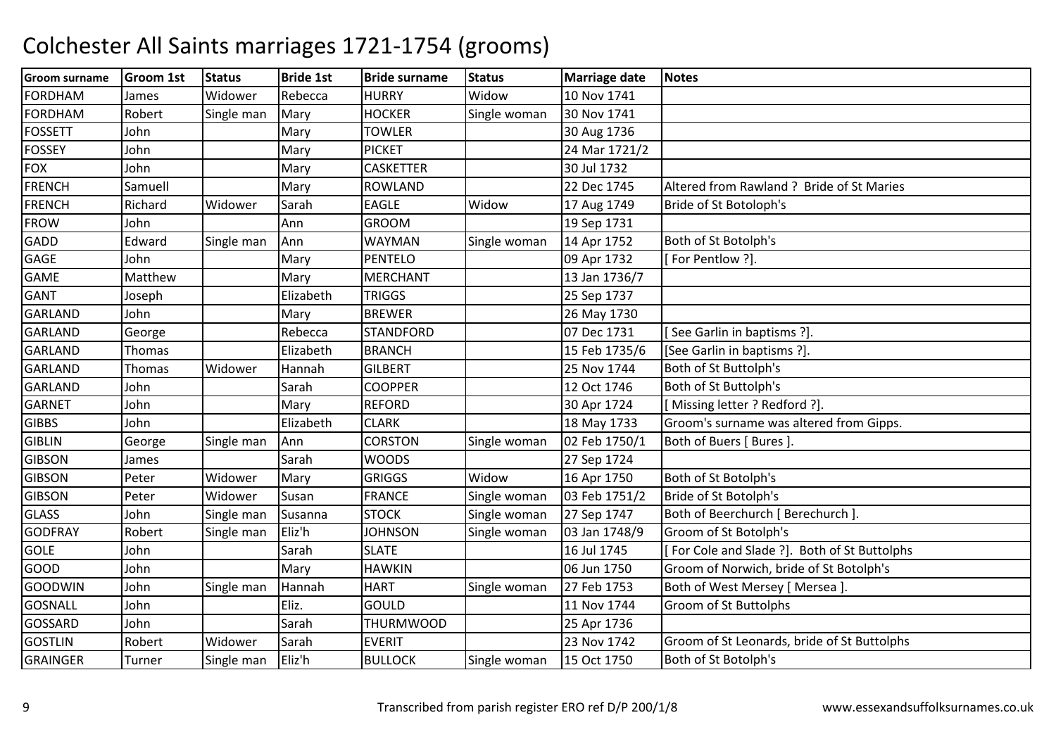# Colchester All Saints marriages 1721-1754 (grooms)

| Groom surname | Groom 1st | Status | Bride 1st | Bride surname | Status | Marriage date | Notes |
|---|---|---|---|---|---|---|---|
| FORDHAM | James | Widower | Rebecca | HURRY | Widow | 10 Nov 1741 | |
| FORDHAM | Robert | Single man | Mary | HOCKER | Single woman | 30 Nov 1741 | |
| FOSSETT | John | | Mary | TOWLER | | 30 Aug 1736 | |
| FOSSEY | John | | Mary | PICKET | | 24 Mar 1721/2 | |
| FOX | John | | Mary | CASKETTER | | 30 Jul 1732 | |
| FRENCH | Samuell | | Mary | ROWLAND | | 22 Dec 1745 | Altered from Rawland ? Bride of St Maries |
| FRENCH | Richard | Widower | Sarah | EAGLE | Widow | 17 Aug 1749 | Bride of St Botoloph's |
| FROW | John | | Ann | GROOM | | 19 Sep 1731 | |
| GADD | Edward | Single man | Ann | WAYMAN | Single woman | 14 Apr 1752 | Both of St Botolph's |
| GAGE | John | | Mary | PENTELO | | 09 Apr 1732 | [ For Pentlow ?]. |
| GAME | Matthew | | Mary | MERCHANT | | 13 Jan 1736/7 | |
| GANT | Joseph | | Elizabeth | TRIGGS | | 25 Sep 1737 | |
| GARLAND | John | | Mary | BREWER | | 26 May 1730 | |
| GARLAND | George | | Rebecca | STANDFORD | | 07 Dec 1731 | [ See Garlin in baptisms ?]. |
| GARLAND | Thomas | | Elizabeth | BRANCH | | 15 Feb 1735/6 | [See Garlin in baptisms ?]. |
| GARLAND | Thomas | Widower | Hannah | GILBERT | | 25 Nov 1744 | Both of St Buttolph's |
| GARLAND | John | | Sarah | COOPPER | | 12 Oct 1746 | Both of St Buttolph's |
| GARNET | John | | Mary | REFORD | | 30 Apr 1724 | [ Missing letter ? Redford ?]. |
| GIBBS | John | | Elizabeth | CLARK | | 18 May 1733 | Groom's surname was altered from Gipps. |
| GIBLIN | George | Single man | Ann | CORSTON | Single woman | 02 Feb 1750/1 | Both of Buers [ Bures ]. |
| GIBSON | James | | Sarah | WOODS | | 27 Sep 1724 | |
| GIBSON | Peter | Widower | Mary | GRIGGS | Widow | 16 Apr 1750 | Both of St Botolph's |
| GIBSON | Peter | Widower | Susan | FRANCE | Single woman | 03 Feb 1751/2 | Bride of St Botolph's |
| GLASS | John | Single man | Susanna | STOCK | Single woman | 27 Sep 1747 | Both of Beerchurch [ Berechurch ]. |
| GODFRAY | Robert | Single man | Eliz'h | JOHNSON | Single woman | 03 Jan 1748/9 | Groom of St Botolph's |
| GOLE | John | | Sarah | SLATE | | 16 Jul 1745 | [ For Cole and Slade ?]. Both of St Buttolphs |
| GOOD | John | | Mary | HAWKIN | | 06 Jun 1750 | Groom of Norwich, bride of St Botolph's |
| GOODWIN | John | Single man | Hannah | HART | Single woman | 27 Feb 1753 | Both of West Mersey [ Mersea ]. |
| GOSNALL | John | | Eliz. | GOULD | | 11 Nov 1744 | Groom of St Buttolphs |
| GOSSARD | John | | Sarah | THURMWOOD | | 25 Apr 1736 | |
| GOSTLIN | Robert | Widower | Sarah | EVERIT | | 23 Nov 1742 | Groom of St Leonards, bride of St Buttolphs |
| GRAINGER | Turner | Single man | Eliz'h | BULLOCK | Single woman | 15 Oct 1750 | Both of St Botolph's |

Transcribed from parish register ERO ref D/P 200/1/8 www.essexandsuffolksurnames.co.uk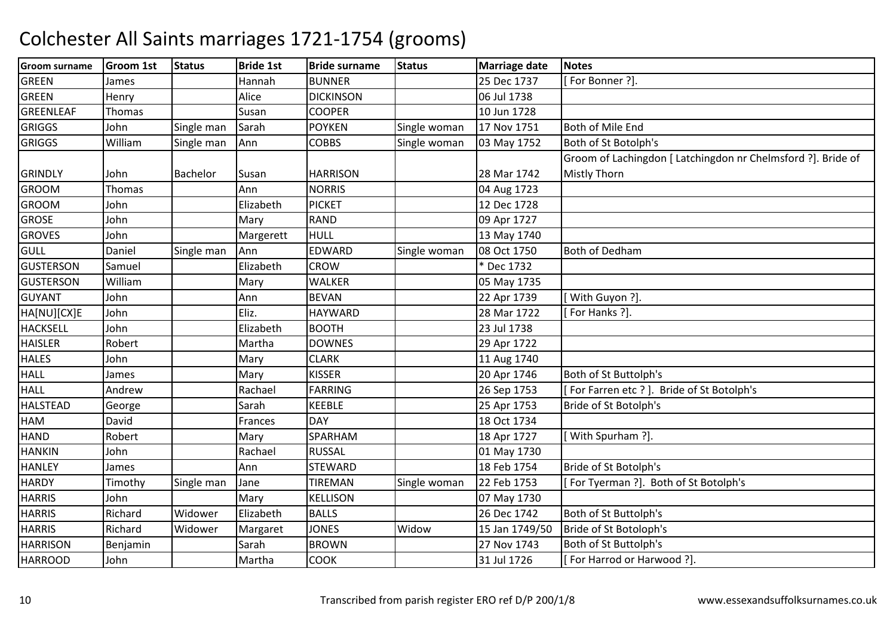# Colchester All Saints marriages 1721-1754 (grooms)

| Groom surname | Groom 1st | Status | Bride 1st | Bride surname | Status | Marriage date | Notes |
|---|---|---|---|---|---|---|---|
| GREEN | James | | Hannah | BUNNER | | 25 Dec 1737 | [ For Bonner ?]. |
| GREEN | Henry | | Alice | DICKINSON | | 06 Jul 1738 | |
| GREENLEAF | Thomas | | Susan | COOPER | | 10 Jun 1728 | |
| GRIGGS | John | Single man | Sarah | POYKEN | Single woman | 17 Nov 1751 | Both of Mile End |
| GRIGGS | William | Single man | Ann | COBBS | Single woman | 03 May 1752 | Both of St Botolph's |
| GRINDLY | John | Bachelor | Susan | HARRISON | | 28 Mar 1742 | Groom of Lachingdon [ Latchingdon nr Chelmsford ?]. Bride of Mistly Thorn |
| GROOM | Thomas | | Ann | NORRIS | | 04 Aug 1723 | |
| GROOM | John | | Elizabeth | PICKET | | 12 Dec 1728 | |
| GROSE | John | | Mary | RAND | | 09 Apr 1727 | |
| GROVES | John | | Margerett | HULL | | 13 May 1740 | |
| GULL | Daniel | Single man | Ann | EDWARD | Single woman | 08 Oct 1750 | Both of Dedham |
| GUSTERSON | Samuel | | Elizabeth | CROW | | * Dec 1732 | |
| GUSTERSON | William | | Mary | WALKER | | 05 May 1735 | |
| GUYANT | John | | Ann | BEVAN | | 22 Apr 1739 | [ With Guyon ?]. |
| HA[NU][CX]E | John | | Eliz. | HAYWARD | | 28 Mar 1722 | [ For Hanks ?]. |
| HACKSELL | John | | Elizabeth | BOOTH | | 23 Jul 1738 | |
| HAISLER | Robert | | Martha | DOWNES | | 29 Apr 1722 | |
| HALES | John | | Mary | CLARK | | 11 Aug 1740 | |
| HALL | James | | Mary | KISSER | | 20 Apr 1746 | Both of St Buttolph's |
| HALL | Andrew | | Rachael | FARRING | | 26 Sep 1753 | [ For Farren etc ? ]. Bride of St Botolph's |
| HALSTEAD | George | | Sarah | KEEBLE | | 25 Apr 1753 | Bride of St Botolph's |
| HAM | David | | Frances | DAY | | 18 Oct 1734 | |
| HAND | Robert | | Mary | SPARHAM | | 18 Apr 1727 | [ With Spurham ?]. |
| HANKIN | John | | Rachael | RUSSAL | | 01 May 1730 | |
| HANLEY | James | | Ann | STEWARD | | 18 Feb 1754 | Bride of St Botolph's |
| HARDY | Timothy | Single man | Jane | TIREMAN | Single woman | 22 Feb 1753 | [ For Tyerman ?]. Both of St Botolph's |
| HARRIS | John | | Mary | KELLISON | | 07 May 1730 | |
| HARRIS | Richard | Widower | Elizabeth | BALLS | | 26 Dec 1742 | Both of St Buttolph's |
| HARRIS | Richard | Widower | Margaret | JONES | Widow | 15 Jan 1749/50 | Bride of St Botoloph's |
| HARRISON | Benjamin | | Sarah | BROWN | | 27 Nov 1743 | Both of St Buttolph's |
| HARROOD | John | | Martha | COOK | | 31 Jul 1726 | [ For Harrod or Harwood ?]. |

Transcribed from parish register ERO ref D/P 200/1/8 www.essexandsuffolksurnames.co.uk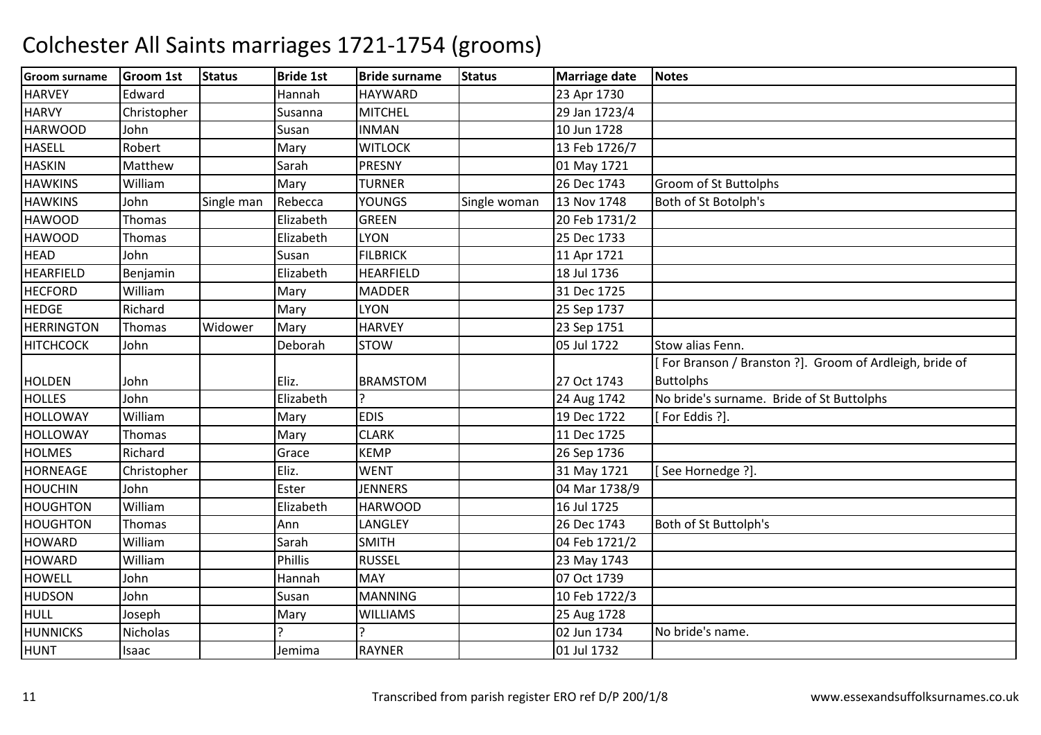# Colchester All Saints marriages 1721-1754 (grooms)

| Groom surname | Groom 1st | Status | Bride 1st | Bride surname | Status | Marriage date | Notes |
|---|---|---|---|---|---|---|---|
| HARVEY | Edward | | Hannah | HAYWARD | | 23 Apr 1730 | |
| HARVY | Christopher | | Susanna | MITCHEL | | 29 Jan 1723/4 | |
| HARWOOD | John | | Susan | INMAN | | 10 Jun 1728 | |
| HASELL | Robert | | Mary | WITLOCK | | 13 Feb 1726/7 | |
| HASKIN | Matthew | | Sarah | PRESNY | | 01 May 1721 | |
| HAWKINS | William | | Mary | TURNER | | 26 Dec 1743 | Groom of St Buttolphs |
| HAWKINS | John | Single man | Rebecca | YOUNGS | Single woman | 13 Nov 1748 | Both of St Botolph's |
| HAWOOD | Thomas | | Elizabeth | GREEN | | 20 Feb 1731/2 | |
| HAWOOD | Thomas | | Elizabeth | LYON | | 25 Dec 1733 | |
| HEAD | John | | Susan | FILBRICK | | 11 Apr 1721 | |
| HEARFIELD | Benjamin | | Elizabeth | HEARFIELD | | 18 Jul 1736 | |
| HECFORD | William | | Mary | MADDER | | 31 Dec 1725 | |
| HEDGE | Richard | | Mary | LYON | | 25 Sep 1737 | |
| HERRINGTON | Thomas | Widower | Mary | HARVEY | | 23 Sep 1751 | |
| HITCHCOCK | John | | Deborah | STOW | | 05 Jul 1722 | Stow alias Fenn. |
| HOLDEN | John | | Eliz. | BRAMSTOM | | 27 Oct 1743 | [ For Branson / Branston ?]. Groom of Ardleigh, bride of Buttolphs |
| HOLLES | John | | Elizabeth | ? | | 24 Aug 1742 | No bride's surname. Bride of St Buttolphs |
| HOLLOWAY | William | | Mary | EDIS | | 19 Dec 1722 | [ For Eddis ?]. |
| HOLLOWAY | Thomas | | Mary | CLARK | | 11 Dec 1725 | |
| HOLMES | Richard | | Grace | KEMP | | 26 Sep 1736 | |
| HORNEAGE | Christopher | | Eliz. | WENT | | 31 May 1721 | [ See Hornedge ?]. |
| HOUCHIN | John | | Ester | JENNERS | | 04 Mar 1738/9 | |
| HOUGHTON | William | | Elizabeth | HARWOOD | | 16 Jul 1725 | |
| HOUGHTON | Thomas | | Ann | LANGLEY | | 26 Dec 1743 | Both of St Buttolph's |
| HOWARD | William | | Sarah | SMITH | | 04 Feb 1721/2 | |
| HOWARD | William | | Phillis | RUSSEL | | 23 May 1743 | |
| HOWELL | John | | Hannah | MAY | | 07 Oct 1739 | |
| HUDSON | John | | Susan | MANNING | | 10 Feb 1722/3 | |
| HULL | Joseph | | Mary | WILLIAMS | | 25 Aug 1728 | |
| HUNNICKS | Nicholas | | ? | ? | | 02 Jun 1734 | No bride's name. |
| HUNT | Isaac | | Jemima | RAYNER | | 01 Jul 1732 | |

Transcribed from parish register ERO ref D/P 200/1/8 www.essexandsuffolksurnames.co.uk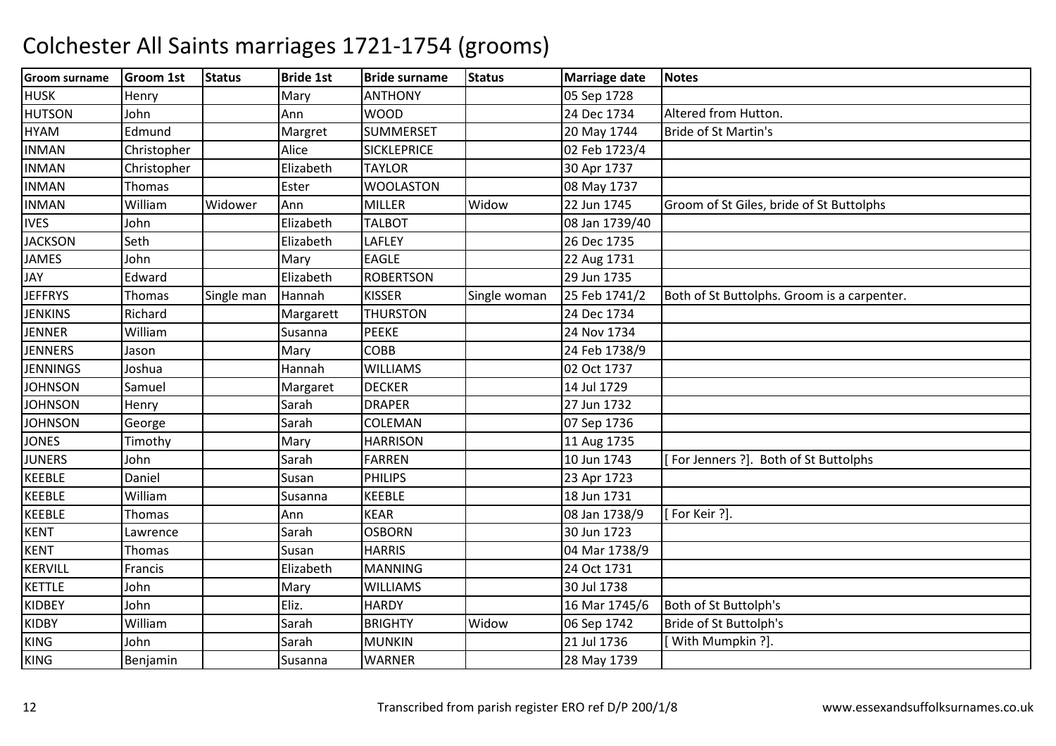# Colchester All Saints marriages 1721-1754 (grooms)

| Groom surname | Groom 1st | Status | Bride 1st | Bride surname | Status | Marriage date | Notes |
|---|---|---|---|---|---|---|---|
| HUSK | Henry | | Mary | ANTHONY | | 05 Sep 1728 | |
| HUTSON | John | | Ann | WOOD | | 24 Dec 1734 | Altered from Hutton. |
| HYAM | Edmund | | Margret | SUMMERSET | | 20 May 1744 | Bride of St Martin's |
| INMAN | Christopher | | Alice | SICKLEPRICE | | 02 Feb 1723/4 | |
| INMAN | Christopher | | Elizabeth | TAYLOR | | 30 Apr 1737 | |
| INMAN | Thomas | | Ester | WOOLASTON | | 08 May 1737 | |
| INMAN | William | Widower | Ann | MILLER | Widow | 22 Jun 1745 | Groom of St Giles, bride of St Buttolphs |
| IVES | John | | Elizabeth | TALBOT | | 08 Jan 1739/40 | |
| JACKSON | Seth | | Elizabeth | LAFLEY | | 26 Dec 1735 | |
| JAMES | John | | Mary | EAGLE | | 22 Aug 1731 | |
| JAY | Edward | | Elizabeth | ROBERTSON | | 29 Jun 1735 | |
| JEFFRYS | Thomas | Single man | Hannah | KISSER | Single woman | 25 Feb 1741/2 | Both of St Buttolphs. Groom is a carpenter. |
| JENKINS | Richard | | Margarett | THURSTON | | 24 Dec 1734 | |
| JENNER | William | | Susanna | PEEKE | | 24 Nov 1734 | |
| JENNERS | Jason | | Mary | COBB | | 24 Feb 1738/9 | |
| JENNINGS | Joshua | | Hannah | WILLIAMS | | 02 Oct 1737 | |
| JOHNSON | Samuel | | Margaret | DECKER | | 14 Jul 1729 | |
| JOHNSON | Henry | | Sarah | DRAPER | | 27 Jun 1732 | |
| JOHNSON | George | | Sarah | COLEMAN | | 07 Sep 1736 | |
| JONES | Timothy | | Mary | HARRISON | | 11 Aug 1735 | |
| JUNERS | John | | Sarah | FARREN | | 10 Jun 1743 | [ For Jenners ?]. Both of St Buttolphs |
| KEEBLE | Daniel | | Susan | PHILIPS | | 23 Apr 1723 | |
| KEEBLE | William | | Susanna | KEEBLE | | 18 Jun 1731 | |
| KEEBLE | Thomas | | Ann | KEAR | | 08 Jan 1738/9 | [ For Keir ?]. |
| KENT | Lawrence | | Sarah | OSBORN | | 30 Jun 1723 | |
| KENT | Thomas | | Susan | HARRIS | | 04 Mar 1738/9 | |
| KERVILL | Francis | | Elizabeth | MANNING | | 24 Oct 1731 | |
| KETTLE | John | | Mary | WILLIAMS | | 30 Jul 1738 | |
| KIDBEY | John | | Eliz. | HARDY | | 16 Mar 1745/6 | Both of St Buttolph's |
| KIDBY | William | | Sarah | BRIGHTY | Widow | 06 Sep 1742 | Bride of St Buttolph's |
| KING | John | | Sarah | MUNKIN | | 21 Jul 1736 | [ With Mumpkin ?]. |
| KING | Benjamin | | Susanna | WARNER | | 28 May 1739 | |

Transcribed from parish register ERO ref D/P 200/1/8 www.essexandsuffolksurnames.co.uk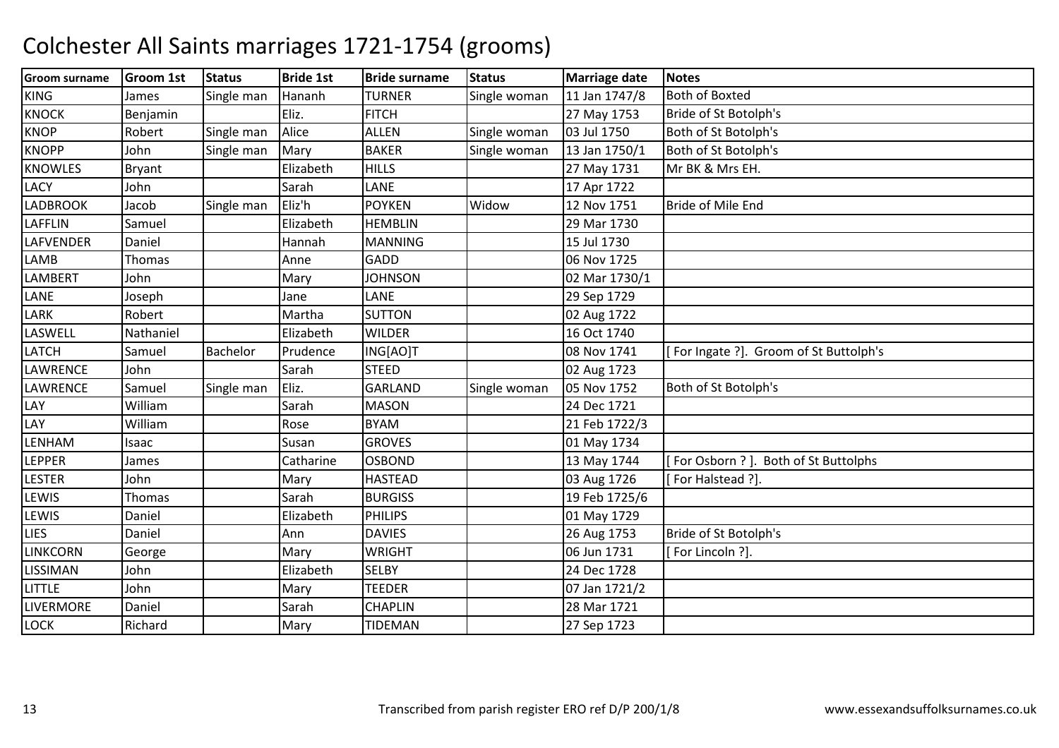# Colchester All Saints marriages 1721-1754 (grooms)

| Groom surname | Groom 1st | Status | Bride 1st | Bride surname | Status | Marriage date | Notes |
|---|---|---|---|---|---|---|---|
| KING | James | Single man | Hananh | TURNER | Single woman | 11 Jan 1747/8 | Both of Boxted |
| KNOCK | Benjamin | | Eliz. | FITCH | | 27 May 1753 | Bride of St Botolph's |
| KNOP | Robert | Single man | Alice | ALLEN | Single woman | 03 Jul 1750 | Both of St Botolph's |
| KNOPP | John | Single man | Mary | BAKER | Single woman | 13 Jan 1750/1 | Both of St Botolph's |
| KNOWLES | Bryant | | Elizabeth | HILLS | | 27 May 1731 | Mr BK & Mrs EH. |
| LACY | John | | Sarah | LANE | | 17 Apr 1722 | |
| LADBROOK | Jacob | Single man | Eliz'h | POYKEN | Widow | 12 Nov 1751 | Bride of Mile End |
| LAFFLIN | Samuel | | Elizabeth | HEMBLIN | | 29 Mar 1730 | |
| LAFVENDER | Daniel | | Hannah | MANNING | | 15 Jul 1730 | |
| LAMB | Thomas | | Anne | GADD | | 06 Nov 1725 | |
| LAMBERT | John | | Mary | JOHNSON | | 02 Mar 1730/1 | |
| LANE | Joseph | | Jane | LANE | | 29 Sep 1729 | |
| LARK | Robert | | Martha | SUTTON | | 02 Aug 1722 | |
| LASWELL | Nathaniel | | Elizabeth | WILDER | | 16 Oct 1740 | |
| LATCH | Samuel | Bachelor | Prudence | ING[AO]T | | 08 Nov 1741 | [ For Ingate ?]. Groom of St Buttolph's |
| LAWRENCE | John | | Sarah | STEED | | 02 Aug 1723 | |
| LAWRENCE | Samuel | Single man | Eliz. | GARLAND | Single woman | 05 Nov 1752 | Both of St Botolph's |
| LAY | William | | Sarah | MASON | | 24 Dec 1721 | |
| LAY | William | | Rose | BYAM | | 21 Feb 1722/3 | |
| LENHAM | Isaac | | Susan | GROVES | | 01 May 1734 | |
| LEPPER | James | | Catharine | OSBOND | | 13 May 1744 | [ For Osborn ? ]. Both of St Buttolphs |
| LESTER | John | | Mary | HASTEAD | | 03 Aug 1726 | [ For Halstead ?]. |
| LEWIS | Thomas | | Sarah | BURGISS | | 19 Feb 1725/6 | |
| LEWIS | Daniel | | Elizabeth | PHILIPS | | 01 May 1729 | |
| LIES | Daniel | | Ann | DAVIES | | 26 Aug 1753 | Bride of St Botolph's |
| LINKCORN | George | | Mary | WRIGHT | | 06 Jun 1731 | [ For Lincoln ?]. |
| LISSIMAN | John | | Elizabeth | SELBY | | 24 Dec 1728 | |
| LITTLE | John | | Mary | TEEDER | | 07 Jan 1721/2 | |
| LIVERMORE | Daniel | | Sarah | CHAPLIN | | 28 Mar 1721 | |
| LOCK | Richard | | Mary | TIDEMAN | | 27 Sep 1723 | |

Transcribed from parish register ERO ref D/P 200/1/8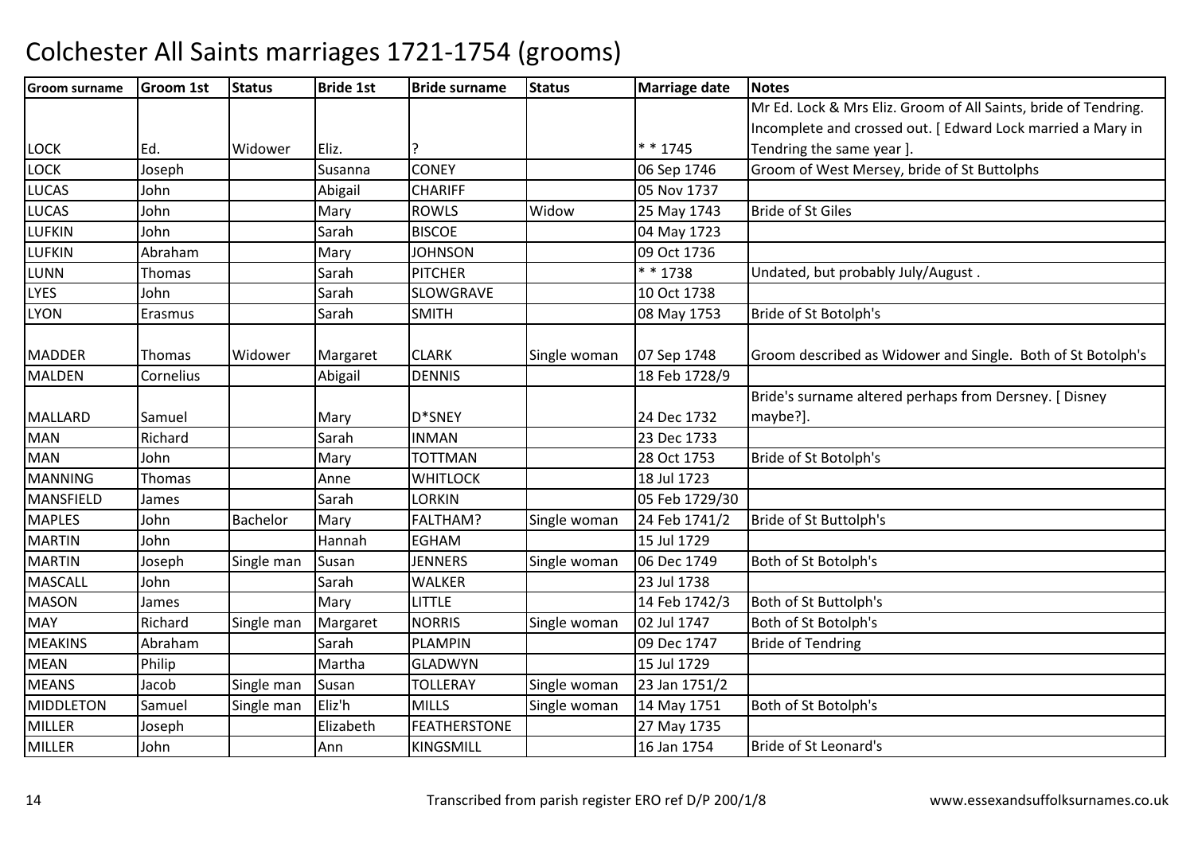# Colchester All Saints marriages 1721-1754 (grooms)

| Groom surname | Groom 1st | Status | Bride 1st | Bride surname | Status | Marriage date | Notes |
|---|---|---|---|---|---|---|---|
| LOCK | Ed. | Widower | Eliz. | ? | | * * 1745 | Mr Ed. Lock & Mrs Eliz. Groom of All Saints, bride of Tendring. Incomplete and crossed out. [ Edward Lock married a Mary in Tendring the same year ]. |
| LOCK | Joseph | | Susanna | CONEY | | 06 Sep 1746 | Groom of West Mersey, bride of St Buttolphs |
| LUCAS | John | | Abigail | CHARIFF | | 05 Nov 1737 | |
| LUCAS | John | | Mary | ROWLS | Widow | 25 May 1743 | Bride of St Giles |
| LUFKIN | John | | Sarah | BISCOE | | 04 May 1723 | |
| LUFKIN | Abraham | | Mary | JOHNSON | | 09 Oct 1736 | |
| LUNN | Thomas | | Sarah | PITCHER | | * * 1738 | Undated, but probably July/August . |
| LYES | John | | Sarah | SLOWGRAVE | | 10 Oct 1738 | |
| LYON | Erasmus | | Sarah | SMITH | | 08 May 1753 | Bride of St Botolph's |
| MADDER | Thomas | Widower | Margaret | CLARK | Single woman | 07 Sep 1748 | Groom described as Widower and Single. Both of St Botolph's |
| MALDEN | Cornelius | | Abigail | DENNIS | | 18 Feb 1728/9 | |
| MALLARD | Samuel | | Mary | D*SNEY | | 24 Dec 1732 | Bride's surname altered perhaps from Dersney. [ Disney maybe?]. |
| MAN | Richard | | Sarah | INMAN | | 23 Dec 1733 | |
| MAN | John | | Mary | TOTTMAN | | 28 Oct 1753 | Bride of St Botolph's |
| MANNING | Thomas | | Anne | WHITLOCK | | 18 Jul 1723 | |
| MANSFIELD | James | | Sarah | LORKIN | | 05 Feb 1729/30 | |
| MAPLES | John | Bachelor | Mary | FALTHAM? | Single woman | 24 Feb 1741/2 | Bride of St Buttolph's |
| MARTIN | John | | Hannah | EGHAM | | 15 Jul 1729 | |
| MARTIN | Joseph | Single man | Susan | JENNERS | Single woman | 06 Dec 1749 | Both of St Botolph's |
| MASCALL | John | | Sarah | WALKER | | 23 Jul 1738 | |
| MASON | James | | Mary | LITTLE | | 14 Feb 1742/3 | Both of St Buttolph's |
| MAY | Richard | Single man | Margaret | NORRIS | Single woman | 02 Jul 1747 | Both of St Botolph's |
| MEAKINS | Abraham | | Sarah | PLAMPIN | | 09 Dec 1747 | Bride of Tendring |
| MEAN | Philip | | Martha | GLADWYN | | 15 Jul 1729 | |
| MEANS | Jacob | Single man | Susan | TOLLERAY | Single woman | 23 Jan 1751/2 | |
| MIDDLETON | Samuel | Single man | Eliz'h | MILLS | Single woman | 14 May 1751 | Both of St Botolph's |
| MILLER | Joseph | | Elizabeth | FEATHERSTONE | | 27 May 1735 | |
| MILLER | John | | Ann | KINGSMILL | | 16 Jan 1754 | Bride of St Leonard's |

Transcribed from parish register ERO ref D/P 200/1/8 www.essexandsuffolksurnames.co.uk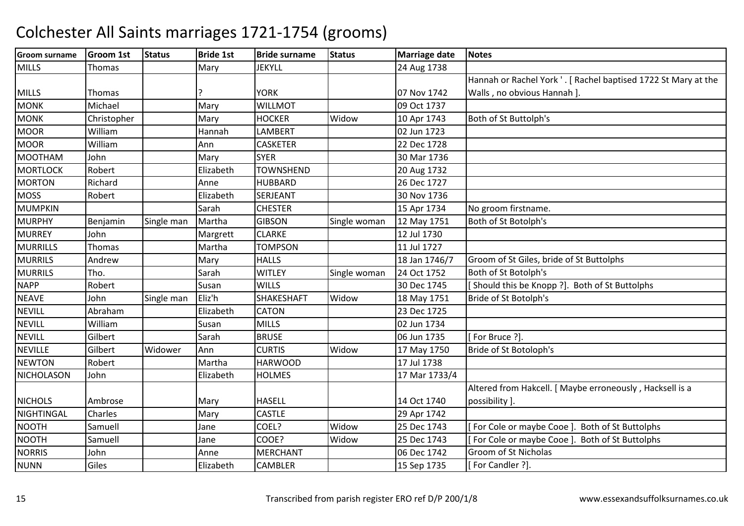# Colchester All Saints marriages 1721-1754 (grooms)

| Groom surname | Groom 1st | Status | Bride 1st | Bride surname | Status | Marriage date | Notes |
|---|---|---|---|---|---|---|---|
| MILLS | Thomas | | Mary | JEKYLL | | 24 Aug 1738 | |
| MILLS | Thomas | | ? | YORK | | 07 Nov 1742 | Hannah or Rachel York ' . [ Rachel baptised 1722 St Mary at the Walls , no obvious Hannah ]. |
| MONK | Michael | | Mary | WILLMOT | | 09 Oct 1737 | |
| MONK | Christopher | | Mary | HOCKER | Widow | 10 Apr 1743 | Both of St Buttolph's |
| MOOR | William | | Hannah | LAMBERT | | 02 Jun 1723 | |
| MOOR | William | | Ann | CASKETER | | 22 Dec 1728 | |
| MOOTHAM | John | | Mary | SYER | | 30 Mar 1736 | |
| MORTLOCK | Robert | | Elizabeth | TOWNSHEND | | 20 Aug 1732 | |
| MORTON | Richard | | Anne | HUBBARD | | 26 Dec 1727 | |
| MOSS | Robert | | Elizabeth | SERJEANT | | 30 Nov 1736 | |
| MUMPKIN | | | Sarah | CHESTER | | 15 Apr 1734 | No groom firstname. |
| MURPHY | Benjamin | Single man | Martha | GIBSON | Single woman | 12 May 1751 | Both of St Botolph's |
| MURREY | John | | Margrett | CLARKE | | 12 Jul 1730 | |
| MURRILLS | Thomas | | Martha | TOMPSON | | 11 Jul 1727 | |
| MURRILS | Andrew | | Mary | HALLS | | 18 Jan 1746/7 | Groom of St Giles, bride of St Buttolphs |
| MURRILS | Tho. | | Sarah | WITLEY | Single woman | 24 Oct 1752 | Both of St Botolph's |
| NAPP | Robert | | Susan | WILLS | | 30 Dec 1745 | [ Should this be Knopp ?]. Both of St Buttolphs |
| NEAVE | John | Single man | Eliz'h | SHAKESHAFT | Widow | 18 May 1751 | Bride of St Botolph's |
| NEVILL | Abraham | | Elizabeth | CATON | | 23 Dec 1725 | |
| NEVILL | William | | Susan | MILLS | | 02 Jun 1734 | |
| NEVILL | Gilbert | | Sarah | BRUSE | | 06 Jun 1735 | [ For Bruce ?]. |
| NEVILLE | Gilbert | Widower | Ann | CURTIS | Widow | 17 May 1750 | Bride of St Botoloph's |
| NEWTON | Robert | | Martha | HARWOOD | | 17 Jul 1738 | |
| NICHOLASON | John | | Elizabeth | HOLMES | | 17 Mar 1733/4 | |
| NICHOLS | Ambrose | | Mary | HASELL | | 14 Oct 1740 | Altered from Hakcell. [ Maybe erroneously , Hacksell is a possibility ]. |
| NIGHTINGAL | Charles | | Mary | CASTLE | | 29 Apr 1742 | |
| NOOTH | Samuell | | Jane | COEL? | Widow | 25 Dec 1743 | [ For Cole or maybe Cooe ]. Both of St Buttolphs |
| NOOTH | Samuell | | Jane | COOE? | Widow | 25 Dec 1743 | [ For Cole or maybe Cooe ]. Both of St Buttolphs |
| NORRIS | John | | Anne | MERCHANT | | 06 Dec 1742 | Groom of St Nicholas |
| NUNN | Giles | | Elizabeth | CAMBLER | | 15 Sep 1735 | [ For Candler ?]. |

Transcribed from parish register ERO ref D/P 200/1/8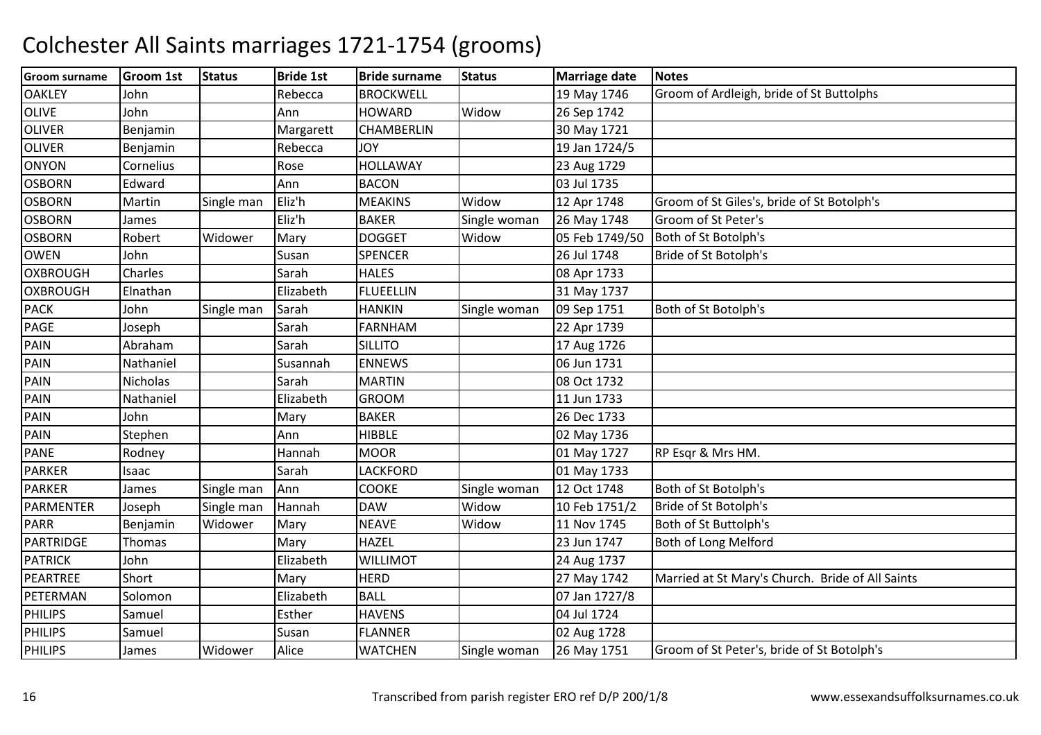# Colchester All Saints marriages 1721-1754 (grooms)

| Groom surname | Groom 1st | Status | Bride 1st | Bride surname | Status | Marriage date | Notes |
|---|---|---|---|---|---|---|---|
| OAKLEY | John | | Rebecca | BROCKWELL | | 19 May 1746 | Groom of Ardleigh, bride of St Buttolphs |
| OLIVE | John | | Ann | HOWARD | Widow | 26 Sep 1742 | |
| OLIVER | Benjamin | | Margarett | CHAMBERLIN | | 30 May 1721 | |
| OLIVER | Benjamin | | Rebecca | JOY | | 19 Jan 1724/5 | |
| ONYON | Cornelius | | Rose | HOLLAWAY | | 23 Aug 1729 | |
| OSBORN | Edward | | Ann | BACON | | 03 Jul 1735 | |
| OSBORN | Martin | Single man | Eliz'h | MEAKINS | Widow | 12 Apr 1748 | Groom of St Giles's, bride of St Botolph's |
| OSBORN | James | | Eliz'h | BAKER | Single woman | 26 May 1748 | Groom of St Peter's |
| OSBORN | Robert | Widower | Mary | DOGGET | Widow | 05 Feb 1749/50 | Both of St Botolph's |
| OWEN | John | | Susan | SPENCER | | 26 Jul 1748 | Bride of St Botolph's |
| OXBROUGH | Charles | | Sarah | HALES | | 08 Apr 1733 | |
| OXBROUGH | Elnathan | | Elizabeth | FLUEELLIN | | 31 May 1737 | |
| PACK | John | Single man | Sarah | HANKIN | Single woman | 09 Sep 1751 | Both of St Botolph's |
| PAGE | Joseph | | Sarah | FARNHAM | | 22 Apr 1739 | |
| PAIN | Abraham | | Sarah | SILLITO | | 17 Aug 1726 | |
| PAIN | Nathaniel | | Susannah | ENNEWS | | 06 Jun 1731 | |
| PAIN | Nicholas | | Sarah | MARTIN | | 08 Oct 1732 | |
| PAIN | Nathaniel | | Elizabeth | GROOM | | 11 Jun 1733 | |
| PAIN | John | | Mary | BAKER | | 26 Dec 1733 | |
| PAIN | Stephen | | Ann | HIBBLE | | 02 May 1736 | |
| PANE | Rodney | | Hannah | MOOR | | 01 May 1727 | RP Esqr & Mrs HM. |
| PARKER | Isaac | | Sarah | LACKFORD | | 01 May 1733 | |
| PARKER | James | Single man | Ann | COOKE | Single woman | 12 Oct 1748 | Both of St Botolph's |
| PARMENTER | Joseph | Single man | Hannah | DAW | Widow | 10 Feb 1751/2 | Bride of St Botolph's |
| PARR | Benjamin | Widower | Mary | NEAVE | Widow | 11 Nov 1745 | Both of St Buttolph's |
| PARTRIDGE | Thomas | | Mary | HAZEL | | 23 Jun 1747 | Both of Long Melford |
| PATRICK | John | | Elizabeth | WILLIMOT | | 24 Aug 1737 | |
| PEARTREE | Short | | Mary | HERD | | 27 May 1742 | Married at St Mary's Church. Bride of All Saints |
| PETERMAN | Solomon | | Elizabeth | BALL | | 07 Jan 1727/8 | |
| PHILIPS | Samuel | | Esther | HAVENS | | 04 Jul 1724 | |
| PHILIPS | Samuel | | Susan | FLANNER | | 02 Aug 1728 | |
| PHILIPS | James | Widower | Alice | WATCHEN | Single woman | 26 May 1751 | Groom of St Peter's, bride of St Botolph's |

Transcribed from parish register ERO ref D/P 200/1/8

www.essexandsuffolksurnames.co.uk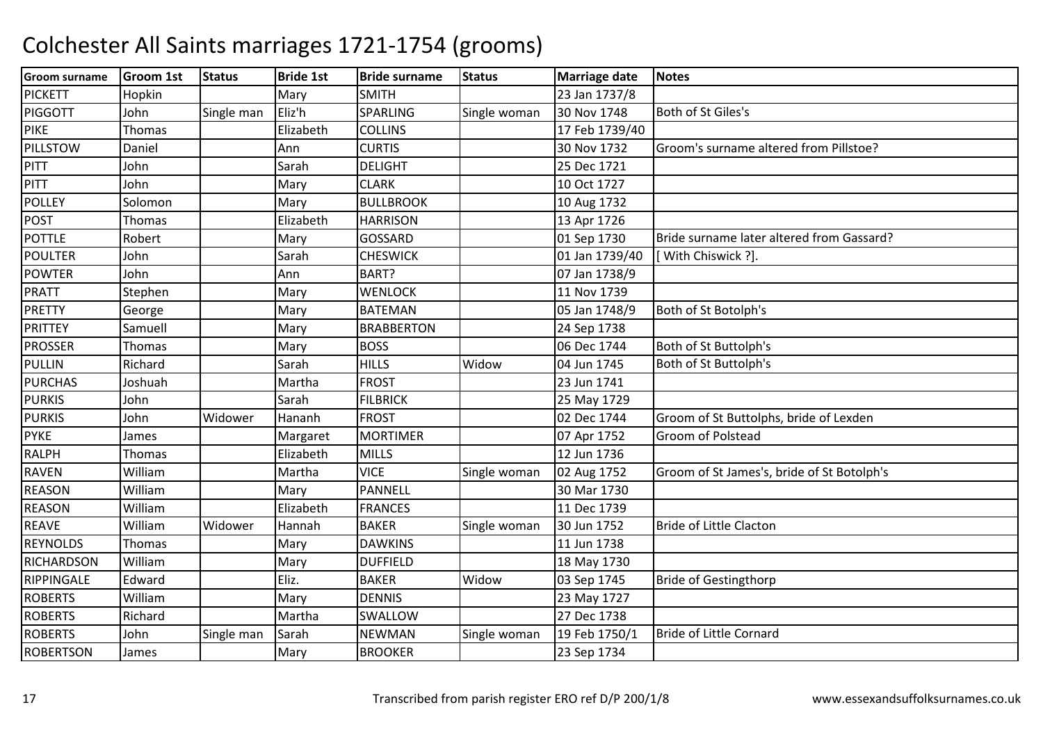# Colchester All Saints marriages 1721-1754 (grooms)

| Groom surname | Groom 1st | Status | Bride 1st | Bride surname | Status | Marriage date | Notes |
|---|---|---|---|---|---|---|---|
| PICKETT | Hopkin | | Mary | SMITH | | 23 Jan 1737/8 | |
| PIGGOTT | John | Single man | Eliz'h | SPARLING | Single woman | 30 Nov 1748 | Both of St Giles's |
| PIKE | Thomas | | Elizabeth | COLLINS | | 17 Feb 1739/40 | |
| PILLSTOW | Daniel | | Ann | CURTIS | | 30 Nov 1732 | Groom's surname altered from Pillstoe? |
| PITT | John | | Sarah | DELIGHT | | 25 Dec 1721 | |
| PITT | John | | Mary | CLARK | | 10 Oct 1727 | |
| POLLEY | Solomon | | Mary | BULLBROOK | | 10 Aug 1732 | |
| POST | Thomas | | Elizabeth | HARRISON | | 13 Apr 1726 | |
| POTTLE | Robert | | Mary | GOSSARD | | 01 Sep 1730 | Bride surname later altered from Gassard? |
| POULTER | John | | Sarah | CHESWICK | | 01 Jan 1739/40 | [ With Chiswick ?]. |
| POWTER | John | | Ann | BART? | | 07 Jan 1738/9 | |
| PRATT | Stephen | | Mary | WENLOCK | | 11 Nov 1739 | |
| PRETTY | George | | Mary | BATEMAN | | 05 Jan 1748/9 | Both of St Botolph's |
| PRITTEY | Samuell | | Mary | BRABBERTON | | 24 Sep 1738 | |
| PROSSER | Thomas | | Mary | BOSS | | 06 Dec 1744 | Both of St Buttolph's |
| PULLIN | Richard | | Sarah | HILLS | Widow | 04 Jun 1745 | Both of St Buttolph's |
| PURCHAS | Joshuah | | Martha | FROST | | 23 Jun 1741 | |
| PURKIS | John | | Sarah | FILBRICK | | 25 May 1729 | |
| PURKIS | John | Widower | Hananh | FROST | | 02 Dec 1744 | Groom of St Buttolphs, bride of Lexden |
| PYKE | James | | Margaret | MORTIMER | | 07 Apr 1752 | Groom of Polstead |
| RALPH | Thomas | | Elizabeth | MILLS | | 12 Jun 1736 | |
| RAVEN | William | | Martha | VICE | Single woman | 02 Aug 1752 | Groom of St James's, bride of St Botolph's |
| REASON | William | | Mary | PANNELL | | 30 Mar 1730 | |
| REASON | William | | Elizabeth | FRANCES | | 11 Dec 1739 | |
| REAVE | William | Widower | Hannah | BAKER | Single woman | 30 Jun 1752 | Bride of Little Clacton |
| REYNOLDS | Thomas | | Mary | DAWKINS | | 11 Jun 1738 | |
| RICHARDSON | William | | Mary | DUFFIELD | | 18 May 1730 | |
| RIPPINGALE | Edward | | Eliz. | BAKER | Widow | 03 Sep 1745 | Bride of Gestingthorp |
| ROBERTS | William | | Mary | DENNIS | | 23 May 1727 | |
| ROBERTS | Richard | | Martha | SWALLOW | | 27 Dec 1738 | |
| ROBERTS | John | Single man | Sarah | NEWMAN | Single woman | 19 Feb 1750/1 | Bride of Little Cornard |
| ROBERTSON | James | | Mary | BROOKER | | 23 Sep 1734 | |

Transcribed from parish register ERO ref D/P 200/1/8 www.essexandsuffolksurnames.co.uk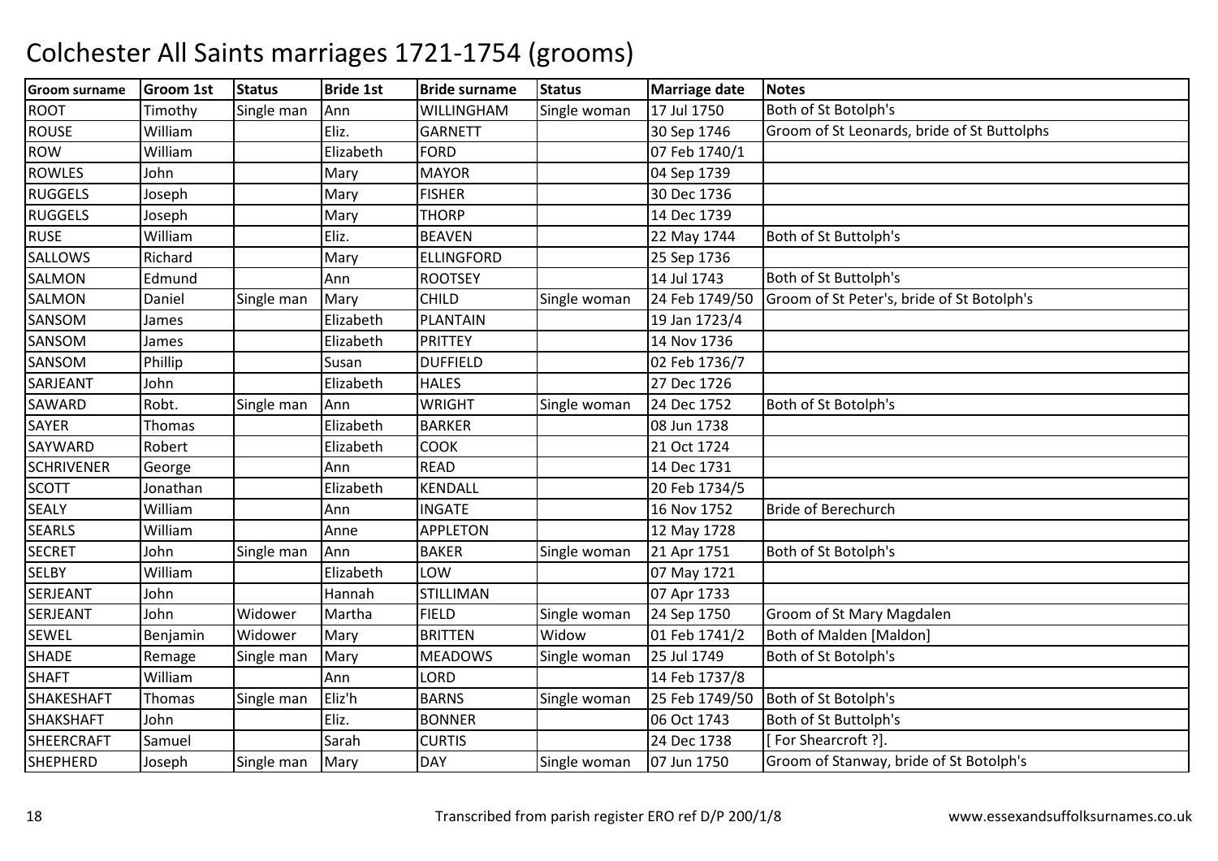# Colchester All Saints marriages 1721-1754 (grooms)

| Groom surname | Groom 1st | Status | Bride 1st | Bride surname | Status | Marriage date | Notes |
|---|---|---|---|---|---|---|---|
| ROOT | Timothy | Single man | Ann | WILLINGHAM | Single woman | 17 Jul 1750 | Both of St Botolph's |
| ROUSE | William | | Eliz. | GARNETT | | 30 Sep 1746 | Groom of St Leonards, bride of St Buttolphs |
| ROW | William | | Elizabeth | FORD | | 07 Feb 1740/1 | |
| ROWLES | John | | Mary | MAYOR | | 04 Sep 1739 | |
| RUGGELS | Joseph | | Mary | FISHER | | 30 Dec 1736 | |
| RUGGELS | Joseph | | Mary | THORP | | 14 Dec 1739 | |
| RUSE | William | | Eliz. | BEAVEN | | 22 May 1744 | Both of St Buttolph's |
| SALLOWS | Richard | | Mary | ELLINGFORD | | 25 Sep 1736 | |
| SALMON | Edmund | | Ann | ROOTSEY | | 14 Jul 1743 | Both of St Buttolph's |
| SALMON | Daniel | Single man | Mary | CHILD | Single woman | 24 Feb 1749/50 | Groom of St Peter's, bride of St Botolph's |
| SANSOM | James | | Elizabeth | PLANTAIN | | 19 Jan 1723/4 | |
| SANSOM | James | | Elizabeth | PRITTEY | | 14 Nov 1736 | |
| SANSOM | Phillip | | Susan | DUFFIELD | | 02 Feb 1736/7 | |
| SARJEANT | John | | Elizabeth | HALES | | 27 Dec 1726 | |
| SAWARD | Robt. | Single man | Ann | WRIGHT | Single woman | 24 Dec 1752 | Both of St Botolph's |
| SAYER | Thomas | | Elizabeth | BARKER | | 08 Jun 1738 | |
| SAYWARD | Robert | | Elizabeth | COOK | | 21 Oct 1724 | |
| SCHRIVENER | George | | Ann | READ | | 14 Dec 1731 | |
| SCOTT | Jonathan | | Elizabeth | KENDALL | | 20 Feb 1734/5 | |
| SEALY | William | | Ann | INGATE | | 16 Nov 1752 | Bride of Berechurch |
| SEARLS | William | | Anne | APPLETON | | 12 May 1728 | |
| SECRET | John | Single man | Ann | BAKER | Single woman | 21 Apr 1751 | Both of St Botolph's |
| SELBY | William | | Elizabeth | LOW | | 07 May 1721 | |
| SERJEANT | John | | Hannah | STILLIMAN | | 07 Apr 1733 | |
| SERJEANT | John | Widower | Martha | FIELD | Single woman | 24 Sep 1750 | Groom of St Mary Magdalen |
| SEWEL | Benjamin | Widower | Mary | BRITTEN | Widow | 01 Feb 1741/2 | Both of Malden [Maldon] |
| SHADE | Remage | Single man | Mary | MEADOWS | Single woman | 25 Jul 1749 | Both of St Botolph's |
| SHAFT | William | | Ann | LORD | | 14 Feb 1737/8 | |
| SHAKESHAFT | Thomas | Single man | Eliz'h | BARNS | Single woman | 25 Feb 1749/50 | Both of St Botolph's |
| SHAKSHAFT | John | | Eliz. | BONNER | | 06 Oct 1743 | Both of St Buttolph's |
| SHEERCRAFT | Samuel | | Sarah | CURTIS | | 24 Dec 1738 | [ For Shearcroft ?]. |
| SHEPHERD | Joseph | Single man | Mary | DAY | Single woman | 07 Jun 1750 | Groom of Stanway, bride of St Botolph's |

Transcribed from parish register ERO ref D/P 200/1/8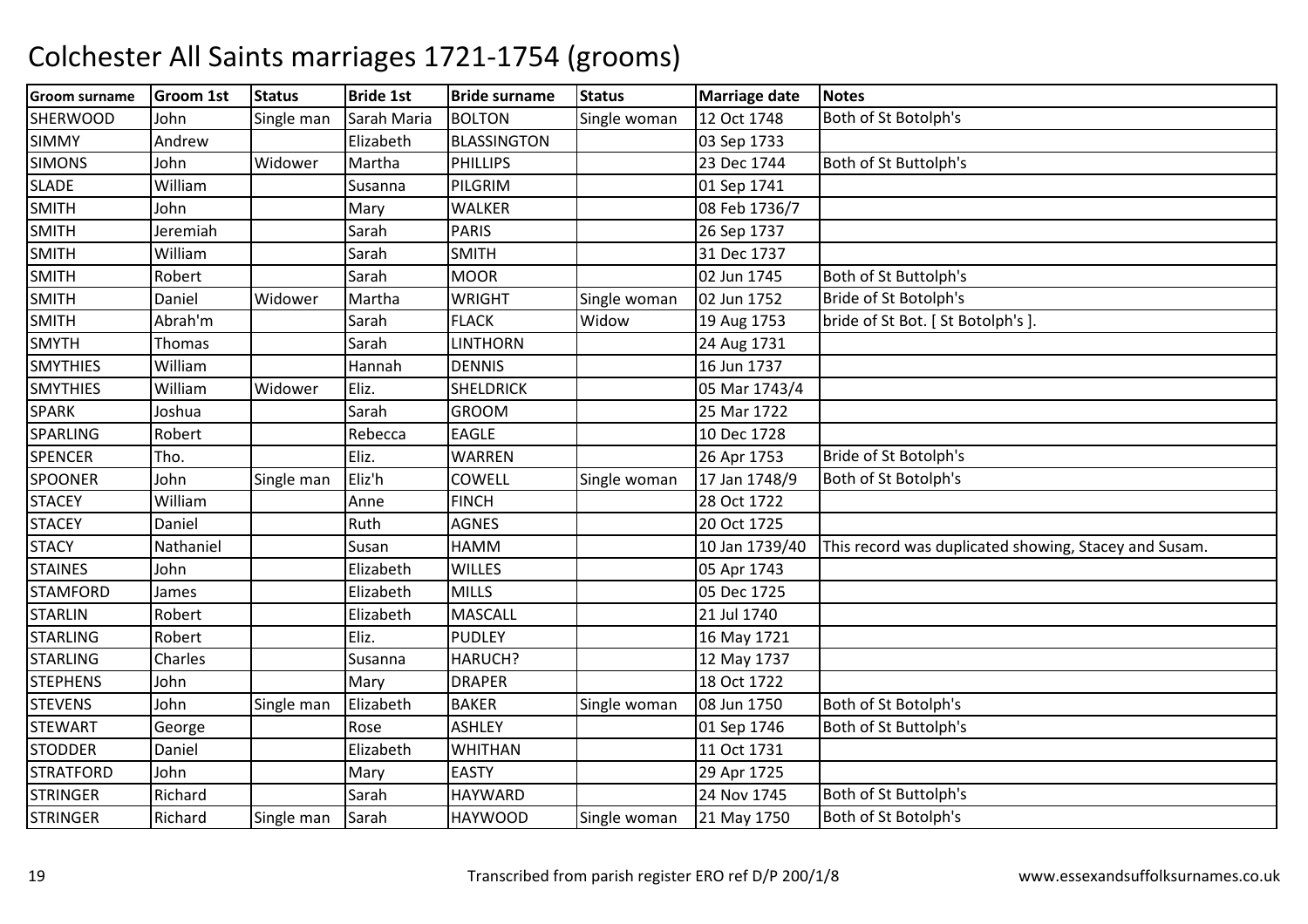# Colchester All Saints marriages 1721-1754 (grooms)

| Groom surname | Groom 1st | Status | Bride 1st | Bride surname | Status | Marriage date | Notes |
|---|---|---|---|---|---|---|---|
| SHERWOOD | John | Single man | Sarah Maria | BOLTON | Single woman | 12 Oct 1748 | Both of St Botolph's |
| SIMMY | Andrew | | Elizabeth | BLASSINGTON | | 03 Sep 1733 | |
| SIMONS | John | Widower | Martha | PHILLIPS | | 23 Dec 1744 | Both of St Buttolph's |
| SLADE | William | | Susanna | PILGRIM | | 01 Sep 1741 | |
| SMITH | John | | Mary | WALKER | | 08 Feb 1736/7 | |
| SMITH | Jeremiah | | Sarah | PARIS | | 26 Sep 1737 | |
| SMITH | William | | Sarah | SMITH | | 31 Dec 1737 | |
| SMITH | Robert | | Sarah | MOOR | | 02 Jun 1745 | Both of St Buttolph's |
| SMITH | Daniel | Widower | Martha | WRIGHT | Single woman | 02 Jun 1752 | Bride of St Botolph's |
| SMITH | Abrah'm | | Sarah | FLACK | Widow | 19 Aug 1753 | bride of St Bot. [ St Botolph's ]. |
| SMYTH | Thomas | | Sarah | LINTHORN | | 24 Aug 1731 | |
| SMYTHIES | William | | Hannah | DENNIS | | 16 Jun 1737 | |
| SMYTHIES | William | Widower | Eliz. | SHELDRICK | | 05 Mar 1743/4 | |
| SPARK | Joshua | | Sarah | GROOM | | 25 Mar 1722 | |
| SPARLING | Robert | | Rebecca | EAGLE | | 10 Dec 1728 | |
| SPENCER | Tho. | | Eliz. | WARREN | | 26 Apr 1753 | Bride of St Botolph's |
| SPOONER | John | Single man | Eliz'h | COWELL | Single woman | 17 Jan 1748/9 | Both of St Botolph's |
| STACEY | William | | Anne | FINCH | | 28 Oct 1722 | |
| STACEY | Daniel | | Ruth | AGNES | | 20 Oct 1725 | |
| STACY | Nathaniel | | Susan | HAMM | | 10 Jan 1739/40 | This record was duplicated showing, Stacey and Susam. |
| STAINES | John | | Elizabeth | WILLES | | 05 Apr 1743 | |
| STAMFORD | James | | Elizabeth | MILLS | | 05 Dec 1725 | |
| STARLIN | Robert | | Elizabeth | MASCALL | | 21 Jul 1740 | |
| STARLING | Robert | | Eliz. | PUDLEY | | 16 May 1721 | |
| STARLING | Charles | | Susanna | HARUCH? | | 12 May 1737 | |
| STEPHENS | John | | Mary | DRAPER | | 18 Oct 1722 | |
| STEVENS | John | Single man | Elizabeth | BAKER | Single woman | 08 Jun 1750 | Both of St Botolph's |
| STEWART | George | | Rose | ASHLEY | | 01 Sep 1746 | Both of St Buttolph's |
| STODDER | Daniel | | Elizabeth | WHITHAN | | 11 Oct 1731 | |
| STRATFORD | John | | Mary | EASTY | | 29 Apr 1725 | |
| STRINGER | Richard | | Sarah | HAYWARD | | 24 Nov 1745 | Both of St Buttolph's |
| STRINGER | Richard | Single man | Sarah | HAYWOOD | Single woman | 21 May 1750 | Both of St Botolph's |

Transcribed from parish register ERO ref D/P 200/1/8 www.essexandsuffolksurnames.co.uk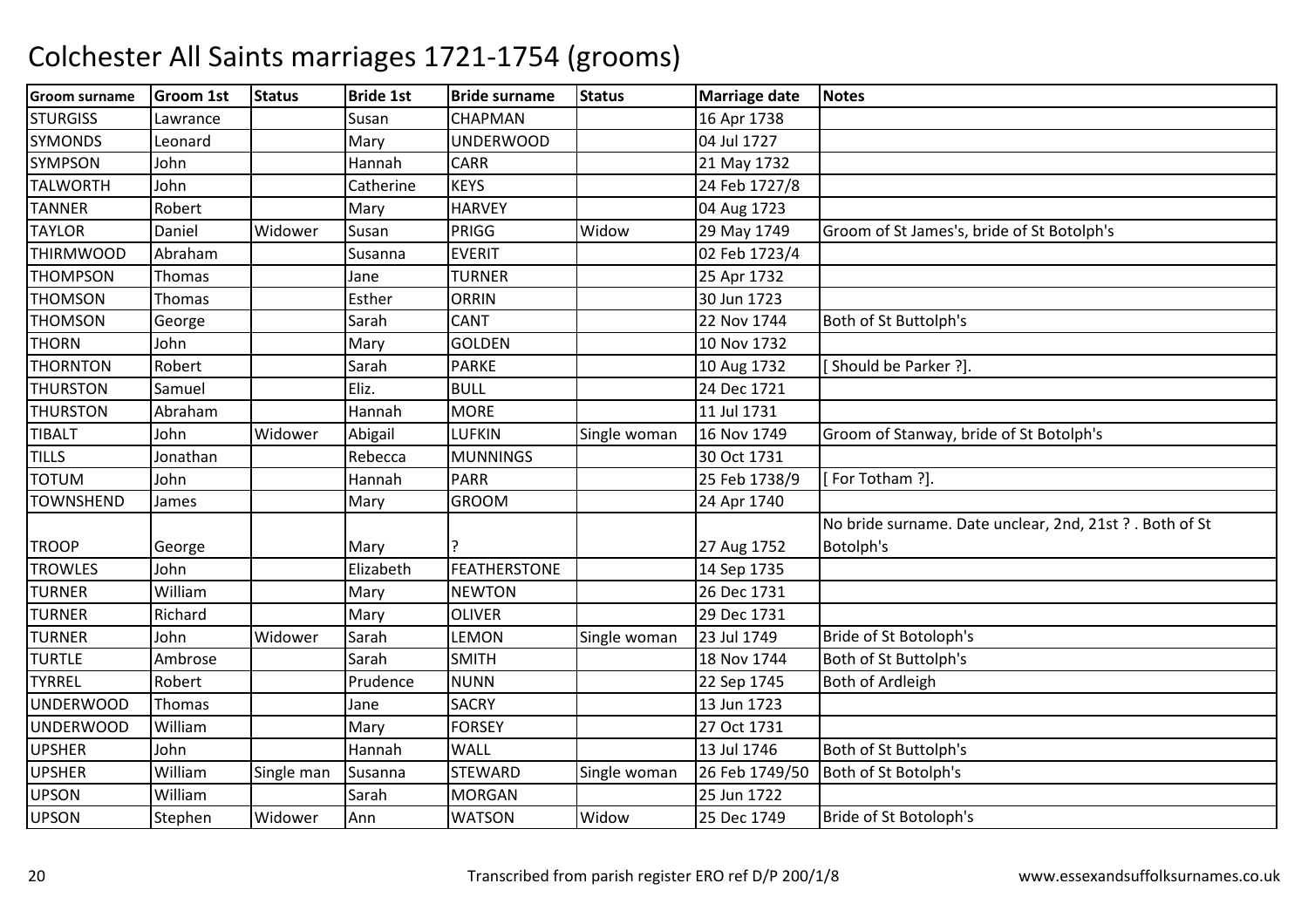# Colchester All Saints marriages 1721-1754 (grooms)

| Groom surname | Groom 1st | Status | Bride 1st | Bride surname | Status | Marriage date | Notes |
|---|---|---|---|---|---|---|---|
| STURGISS | Lawrance | | Susan | CHAPMAN | | 16 Apr 1738 | |
| SYMONDS | Leonard | | Mary | UNDERWOOD | | 04 Jul 1727 | |
| SYMPSON | John | | Hannah | CARR | | 21 May 1732 | |
| TALWORTH | John | | Catherine | KEYS | | 24 Feb 1727/8 | |
| TANNER | Robert | | Mary | HARVEY | | 04 Aug 1723 | |
| TAYLOR | Daniel | Widower | Susan | PRIGG | Widow | 29 May 1749 | Groom of St James's, bride of St Botolph's |
| THIRMWOOD | Abraham | | Susanna | EVERIT | | 02 Feb 1723/4 | |
| THOMPSON | Thomas | | Jane | TURNER | | 25 Apr 1732 | |
| THOMSON | Thomas | | Esther | ORRIN | | 30 Jun 1723 | |
| THOMSON | George | | Sarah | CANT | | 22 Nov 1744 | Both of St Buttolph's |
| THORN | John | | Mary | GOLDEN | | 10 Nov 1732 | |
| THORNTON | Robert | | Sarah | PARKE | | 10 Aug 1732 | [ Should be Parker ?]. |
| THURSTON | Samuel | | Eliz. | BULL | | 24 Dec 1721 | |
| THURSTON | Abraham | | Hannah | MORE | | 11 Jul 1731 | |
| TIBALT | John | Widower | Abigail | LUFKIN | Single woman | 16 Nov 1749 | Groom of Stanway, bride of St Botolph's |
| TILLS | Jonathan | | Rebecca | MUNNINGS | | 30 Oct 1731 | |
| TOTUM | John | | Hannah | PARR | | 25 Feb 1738/9 | [ For Totham ?]. |
| TOWNSHEND | James | | Mary | GROOM | | 24 Apr 1740 | |
| TROOP | George | | Mary | ? | | 27 Aug 1752 | No bride surname. Date unclear, 2nd, 21st ? . Both of St Botolph's |
| TROWLES | John | | Elizabeth | FEATHERSTONE | | 14 Sep 1735 | |
| TURNER | William | | Mary | NEWTON | | 26 Dec 1731 | |
| TURNER | Richard | | Mary | OLIVER | | 29 Dec 1731 | |
| TURNER | John | Widower | Sarah | LEMON | Single woman | 23 Jul 1749 | Bride of St Botoloph's |
| TURTLE | Ambrose | | Sarah | SMITH | | 18 Nov 1744 | Both of St Buttolph's |
| TYRREL | Robert | | Prudence | NUNN | | 22 Sep 1745 | Both of Ardleigh |
| UNDERWOOD | Thomas | | Jane | SACRY | | 13 Jun 1723 | |
| UNDERWOOD | William | | Mary | FORSEY | | 27 Oct 1731 | |
| UPSHER | John | | Hannah | WALL | | 13 Jul 1746 | Both of St Buttolph's |
| UPSHER | William | Single man | Susanna | STEWARD | Single woman | 26 Feb 1749/50 | Both of St Botolph's |
| UPSON | William | | Sarah | MORGAN | | 25 Jun 1722 | |
| UPSON | Stephen | Widower | Ann | WATSON | Widow | 25 Dec 1749 | Bride of St Botoloph's |

Transcribed from parish register ERO ref D/P 200/1/8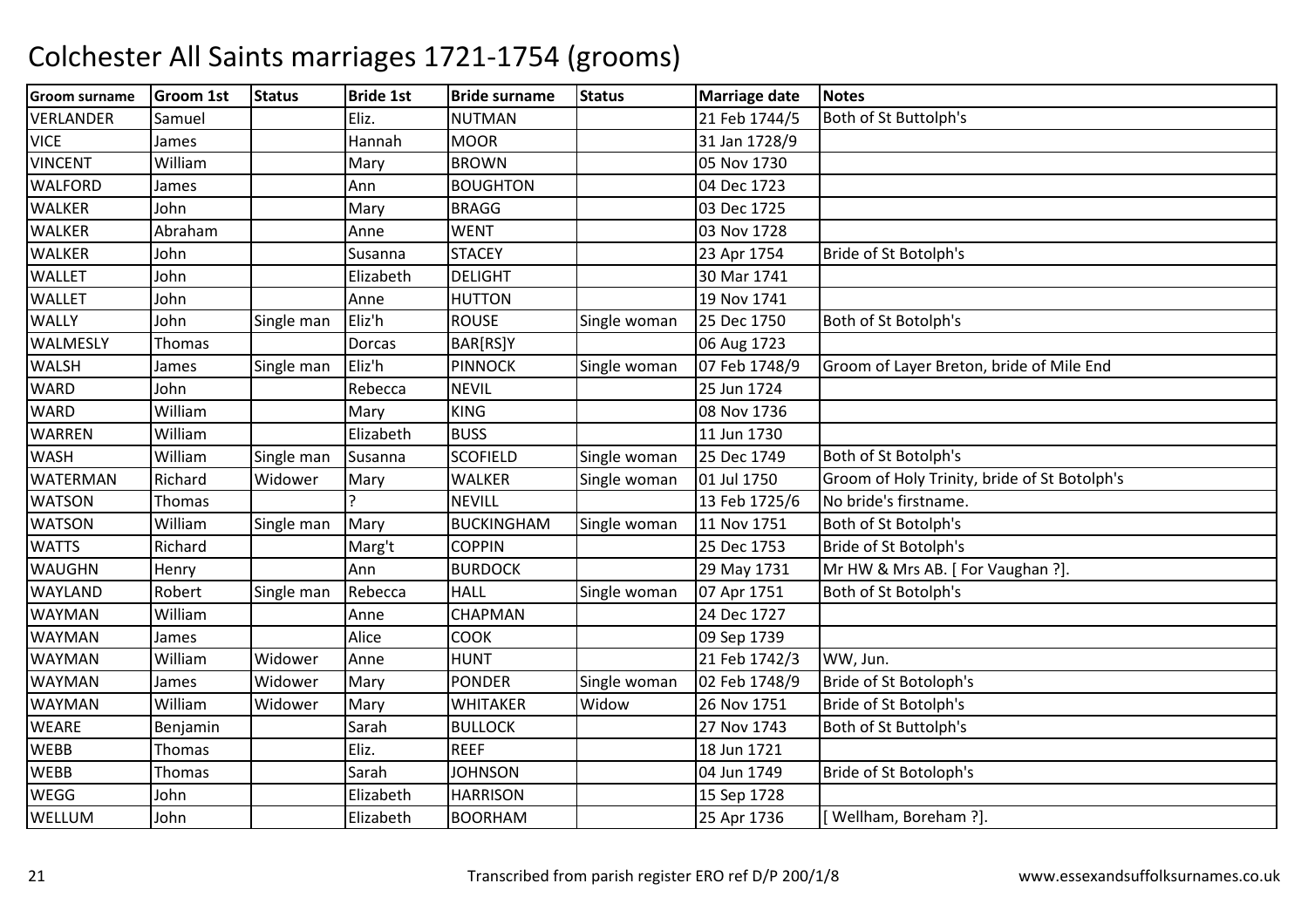# Colchester All Saints marriages 1721-1754 (grooms)

| Groom surname | Groom 1st | Status | Bride 1st | Bride surname | Status | Marriage date | Notes |
|---|---|---|---|---|---|---|---|
| VERLANDER | Samuel | | Eliz. | NUTMAN | | 21 Feb 1744/5 | Both of St Buttolph's |
| VICE | James | | Hannah | MOOR | | 31 Jan 1728/9 | |
| VINCENT | William | | Mary | BROWN | | 05 Nov 1730 | |
| WALFORD | James | | Ann | BOUGHTON | | 04 Dec 1723 | |
| WALKER | John | | Mary | BRAGG | | 03 Dec 1725 | |
| WALKER | Abraham | | Anne | WENT | | 03 Nov 1728 | |
| WALKER | John | | Susanna | STACEY | | 23 Apr 1754 | Bride of St Botolph's |
| WALLET | John | | Elizabeth | DELIGHT | | 30 Mar 1741 | |
| WALLET | John | | Anne | HUTTON | | 19 Nov 1741 | |
| WALLY | John | Single man | Eliz'h | ROUSE | Single woman | 25 Dec 1750 | Both of St Botolph's |
| WALMESLY | Thomas | | Dorcas | BAR[RS]Y | | 06 Aug 1723 | |
| WALSH | James | Single man | Eliz'h | PINNOCK | Single woman | 07 Feb 1748/9 | Groom of Layer Breton, bride of Mile End |
| WARD | John | | Rebecca | NEVIL | | 25 Jun 1724 | |
| WARD | William | | Mary | KING | | 08 Nov 1736 | |
| WARREN | William | | Elizabeth | BUSS | | 11 Jun 1730 | |
| WASH | William | Single man | Susanna | SCOFIELD | Single woman | 25 Dec 1749 | Both of St Botolph's |
| WATERMAN | Richard | Widower | Mary | WALKER | Single woman | 01 Jul 1750 | Groom of Holy Trinity, bride of St Botolph's |
| WATSON | Thomas | | ? | NEVILL | | 13 Feb 1725/6 | No bride's firstname. |
| WATSON | William | Single man | Mary | BUCKINGHAM | Single woman | 11 Nov 1751 | Both of St Botolph's |
| WATTS | Richard | | Marg't | COPPIN | | 25 Dec 1753 | Bride of St Botolph's |
| WAUGHN | Henry | | Ann | BURDOCK | | 29 May 1731 | Mr HW & Mrs AB. [ For Vaughan ?]. |
| WAYLAND | Robert | Single man | Rebecca | HALL | Single woman | 07 Apr 1751 | Both of St Botolph's |
| WAYMAN | William | | Anne | CHAPMAN | | 24 Dec 1727 | |
| WAYMAN | James | | Alice | COOK | | 09 Sep 1739 | |
| WAYMAN | William | Widower | Anne | HUNT | | 21 Feb 1742/3 | WW, Jun. |
| WAYMAN | James | Widower | Mary | PONDER | Single woman | 02 Feb 1748/9 | Bride of St Botoloph's |
| WAYMAN | William | Widower | Mary | WHITAKER | Widow | 26 Nov 1751 | Bride of St Botolph's |
| WEARE | Benjamin | | Sarah | BULLOCK | | 27 Nov 1743 | Both of St Buttolph's |
| WEBB | Thomas | | Eliz. | REEF | | 18 Jun 1721 | |
| WEBB | Thomas | | Sarah | JOHNSON | | 04 Jun 1749 | Bride of St Botoloph's |
| WEGG | John | | Elizabeth | HARRISON | | 15 Sep 1728 | |
| WELLUM | John | | Elizabeth | BOORHAM | | 25 Apr 1736 | [ Wellham, Boreham ?]. |

Transcribed from parish register ERO ref D/P 200/1/8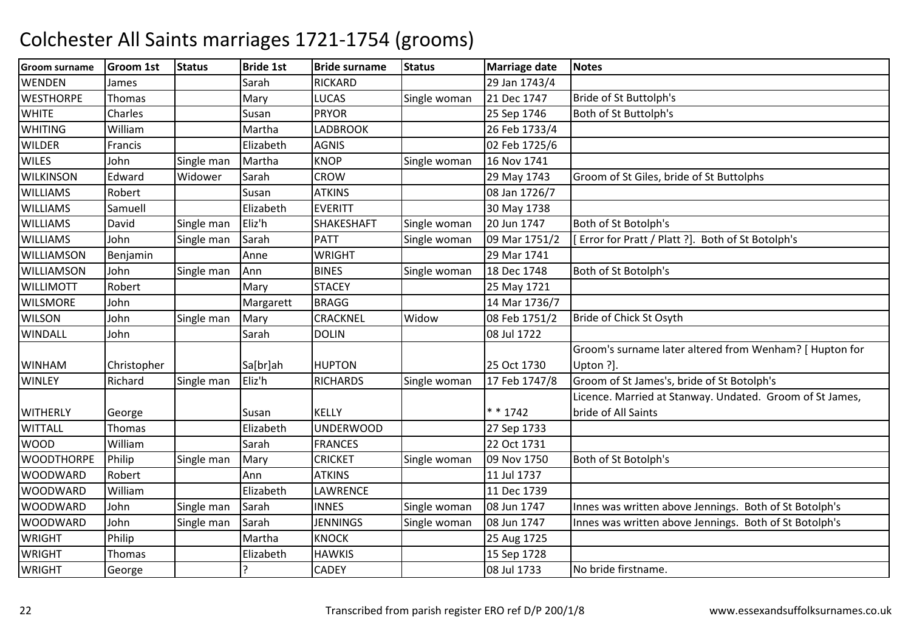# Colchester All Saints marriages 1721-1754 (grooms)

| Groom surname | Groom 1st | Status | Bride 1st | Bride surname | Status | Marriage date | Notes |
|---|---|---|---|---|---|---|---|
| WENDEN | James | | Sarah | RICKARD | | 29 Jan 1743/4 | |
| WESTHORPE | Thomas | | Mary | LUCAS | Single woman | 21 Dec 1747 | Bride of St Buttolph's |
| WHITE | Charles | | Susan | PRYOR | | 25 Sep 1746 | Both of St Buttolph's |
| WHITING | William | | Martha | LADBROOK | | 26 Feb 1733/4 | |
| WILDER | Francis | | Elizabeth | AGNIS | | 02 Feb 1725/6 | |
| WILES | John | Single man | Martha | KNOP | Single woman | 16 Nov 1741 | |
| WILKINSON | Edward | Widower | Sarah | CROW | | 29 May 1743 | Groom of St Giles, bride of St Buttolphs |
| WILLIAMS | Robert | | Susan | ATKINS | | 08 Jan 1726/7 | |
| WILLIAMS | Samuell | | Elizabeth | EVERITT | | 30 May 1738 | |
| WILLIAMS | David | Single man | Eliz'h | SHAKESHAFT | Single woman | 20 Jun 1747 | Both of St Botolph's |
| WILLIAMS | John | Single man | Sarah | PATT | Single woman | 09 Mar 1751/2 | [ Error for Pratt / Platt ?]. Both of St Botolph's |
| WILLIAMSON | Benjamin | | Anne | WRIGHT | | 29 Mar 1741 | |
| WILLIAMSON | John | Single man | Ann | BINES | Single woman | 18 Dec 1748 | Both of St Botolph's |
| WILLIMOTT | Robert | | Mary | STACEY | | 25 May 1721 | |
| WILSMORE | John | | Margarett | BRAGG | | 14 Mar 1736/7 | |
| WILSON | John | Single man | Mary | CRACKNEL | Widow | 08 Feb 1751/2 | Bride of Chick St Osyth |
| WINDALL | John | | Sarah | DOLIN | | 08 Jul 1722 | |
| WINHAM | Christopher | | Sa[br]ah | HUPTON | | 25 Oct 1730 | Groom's surname later altered from Wenham? [ Hupton for Upton ?]. |
| WINLEY | Richard | Single man | Eliz'h | RICHARDS | Single woman | 17 Feb 1747/8 | Groom of St James's, bride of St Botolph's |
| WITHERLY | George | | Susan | KELLY | | * * 1742 | Licence. Married at Stanway. Undated. Groom of St James, bride of All Saints |
| WITTALL | Thomas | | Elizabeth | UNDERWOOD | | 27 Sep 1733 | |
| WOOD | William | | Sarah | FRANCES | | 22 Oct 1731 | |
| WOODTHORPE | Philip | Single man | Mary | CRICKET | Single woman | 09 Nov 1750 | Both of St Botolph's |
| WOODWARD | Robert | | Ann | ATKINS | | 11 Jul 1737 | |
| WOODWARD | William | | Elizabeth | LAWRENCE | | 11 Dec 1739 | |
| WOODWARD | John | Single man | Sarah | INNES | Single woman | 08 Jun 1747 | Innes was written above Jennings. Both of St Botolph's |
| WOODWARD | John | Single man | Sarah | JENNINGS | Single woman | 08 Jun 1747 | Innes was written above Jennings. Both of St Botolph's |
| WRIGHT | Philip | | Martha | KNOCK | | 25 Aug 1725 | |
| WRIGHT | Thomas | | Elizabeth | HAWKIS | | 15 Sep 1728 | |
| WRIGHT | George | | ? | CADEY | | 08 Jul 1733 | No bride firstname. |

Transcribed from parish register ERO ref D/P 200/1/8

www.essexandsuffolksurnames.co.uk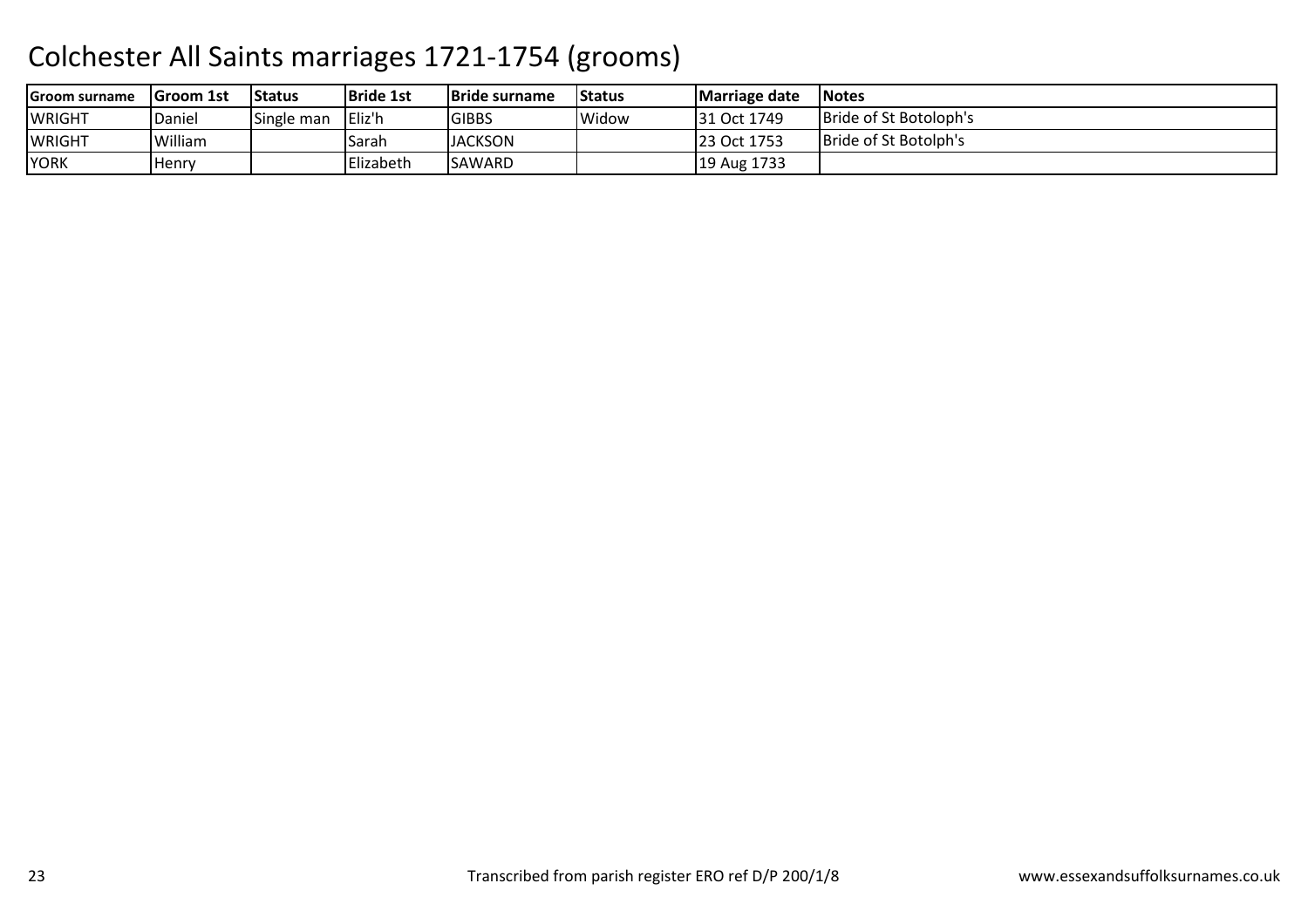# Colchester All Saints marriages 1721-1754 (grooms)

| Groom surname | Groom 1st | Status | Bride 1st | Bride surname | Status | Marriage date | Notes |
|---|---|---|---|---|---|---|---|
| WRIGHT | Daniel | Single man | Eliz'h | GIBBS | Widow | 31 Oct 1749 | Bride of St Botoloph's |
| WRIGHT | William | | Sarah | JACKSON | | 23 Oct 1753 | Bride of St Botolph's |
| YORK | Henry | | Elizabeth | SAWARD | | 19 Aug 1733 | |

Transcribed from parish register ERO ref D/P 200/1/8

www.essexandsuffolksurnames.co.uk